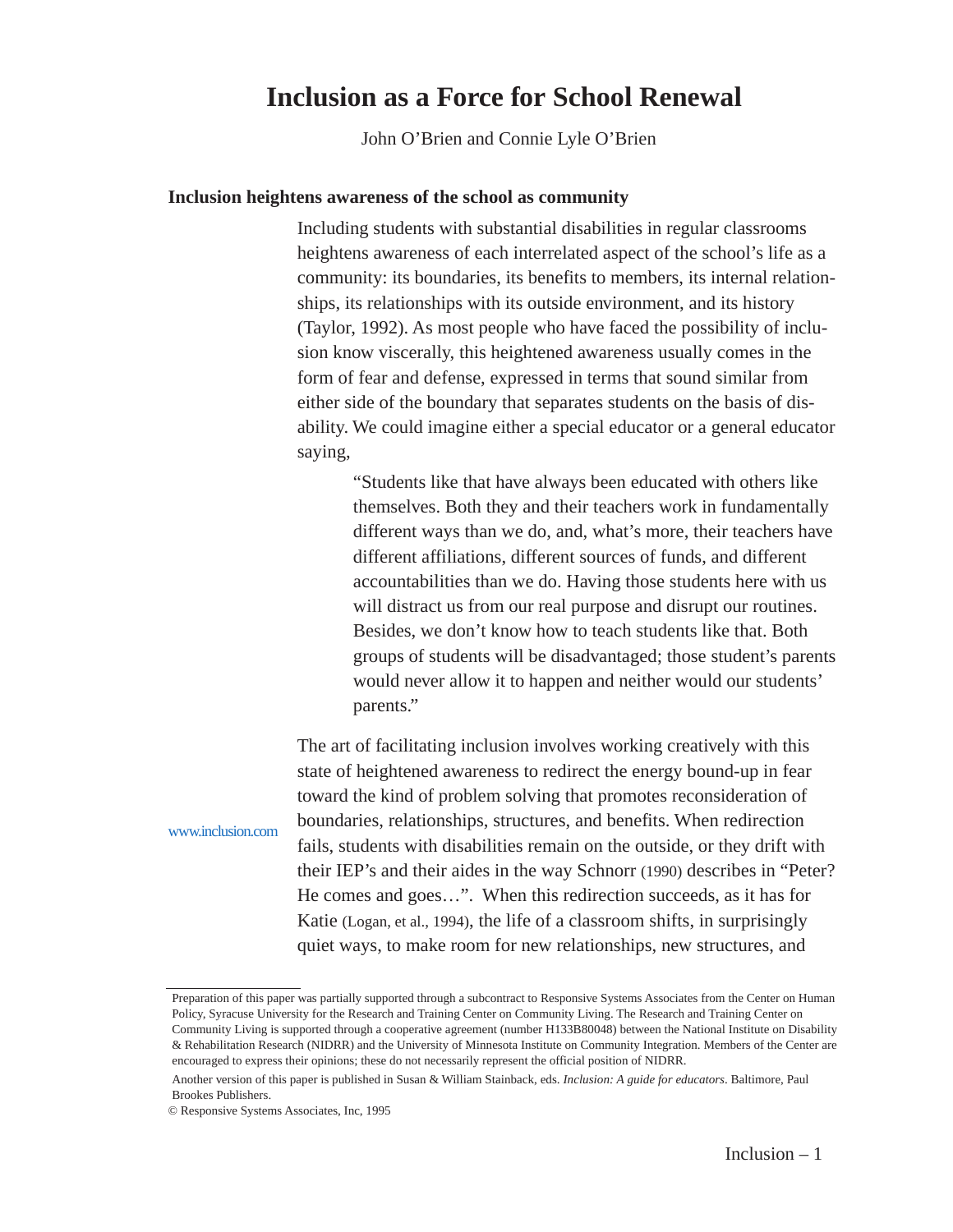# Inclusion as a Force for School Renewal

John O'Brien and Connie Lyle O'Brien

## Inclusion heightens awareness of the school as community

Including students with substantial disabilities in regular classrooms heightens awareness of each interrelated aspect of the school's life as a community: its boundaries, its benefits to members, its internal relationships, its relationships with its outside environment, and its history (Taylor, 1992). As most people who have faced the possibility of inclusion know viscerally, this heightened awareness usually comes in the form of fear and defense, expressed in terms that sound similar from either side of the boundary that separates students on the basis of disability. We could imagine either a special educator or a general educator saying,

> "Students like that have always been educated with others like themselves. Both they and their teachers work in fundamentally different ways than we do, and, what's more, their teachers have different affiliations, different sources of funds, and different accountabilities than we do. Having those students here with us will distract us from our real purpose and disrupt our routines. Besides, we don't know how to teach students like that. Both groups of students will be disadvantaged; those student's parents would never allow it to happen and neither would our students' parents."

www.inclusion.com

The art of facilitating inclusion involves working creatively with this state of heightened awareness to redirect the energy bound-up in fear toward the kind of problem solving that promotes reconsideration of boundaries, relationships, structures, and benefits. When redirection fails, students with disabilities remain on the outside, or they drift with their IEP's and their aides in the way Schnorr (1990) describes in "Peter? He comes and goes…". When this redirection succeeds, as it has for Katie (Logan, et al., 1994), the life of a classroom shifts, in surprisingly quiet ways, to make room for new relationships, new structures, and

---

Preparation of this paper was partially supported through a subcontract to Responsive Systems Associates from the Center on Human Policy, Syracuse University for the Research and Training Center on Community Living. The Research and Training Center on Community Living is supported through a cooperative agreement (number H133B80048) between the National Institute on Disability & Rehabilitation Research (NIDRR) and the University of Minnesota Institute on Community Integration. Members of the Center are encouraged to express their opinions; these do not necessarily represent the official position of NIDRR.

Another version of this paper is published in Susan & William Stainback, eds. *Inclusion: A guide for educators*. Baltimore, Paul Brookes Publishers.

© Responsive Systems Associates, Inc, 1995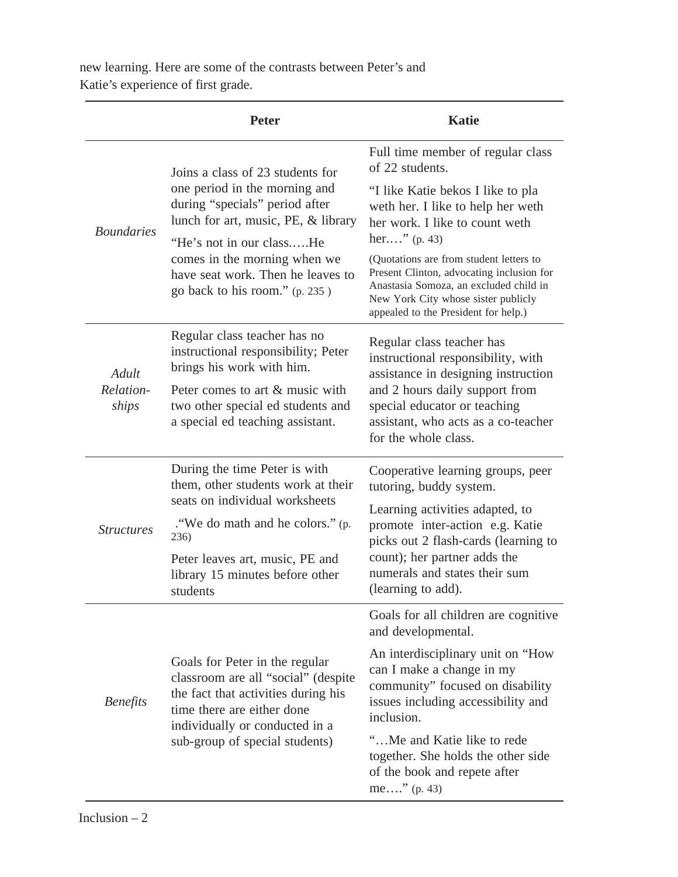new learning. Here are some of the contrasts between Peter's and Katie's experience of first grade.

| | Peter | Katie |
|---|---|---|
| *Boundaries* | Joins a class of 23 students for one period in the morning and during "specials" period after lunch for art, music, PE, & library<br><br>"He's not in our class.….He comes in the morning when we have seat work. Then he leaves to go back to his room." (p. 235 ) | Full time member of regular class of 22 students.<br><br>"I like Katie bekos I like to pla weth her. I like to help her weth her work. I like to count weth her.…" (p. 43)<br><br>(Quotations are from student letters to Present Clinton, advocating inclusion for Anastasia Somoza, an excluded child in New York City whose sister publicly appealed to the President for help.) |
| *Adult Relation-ships* | Regular class teacher has no instructional responsibility; Peter brings his work with him.<br><br>Peter comes to art & music with two other special ed students and a special ed teaching assistant. | Regular class teacher has instructional responsibility, with assistance in designing instruction and 2 hours daily support from special educator or teaching assistant, who acts as a co-teacher for the whole class. |
| *Structures* | During the time Peter is with them, other students work at their seats on individual worksheets<br><br>."We do math and he colors." (p. 236)<br><br>Peter leaves art, music, PE and library 15 minutes before other students | Cooperative learning groups, peer tutoring, buddy system.<br><br>Learning activities adapted, to promote inter-action e.g. Katie picks out 2 flash-cards (learning to count); her partner adds the numerals and states their sum (learning to add). |
| *Benefits* | Goals for Peter in the regular classroom are all "social" (despite the fact that activities during his time there are either done individually or conducted in a sub-group of special students) | Goals for all children are cognitive and developmental.<br><br>An interdisciplinary unit on "How can I make a change in my community" focused on disability issues including accessibility and inclusion.<br><br>"…Me and Katie like to rede together. She holds the other side of the book and repete after me…." (p. 43) |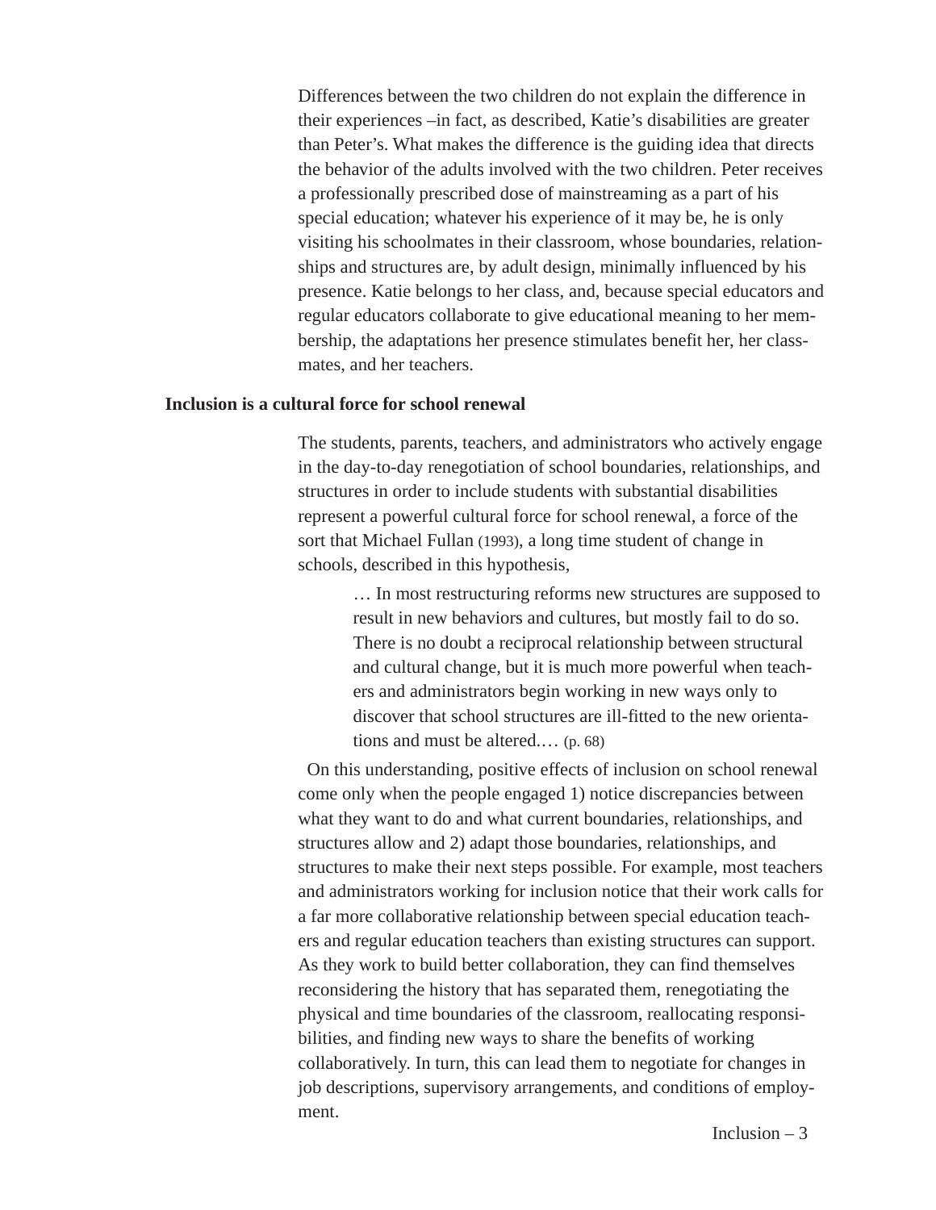Differences between the two children do not explain the difference in their experiences –in fact, as described, Katie's disabilities are greater than Peter's. What makes the difference is the guiding idea that directs the behavior of the adults involved with the two children. Peter receives a professionally prescribed dose of mainstreaming as a part of his special education; whatever his experience of it may be, he is only visiting his schoolmates in their classroom, whose boundaries, relationships and structures are, by adult design, minimally influenced by his presence. Katie belongs to her class, and, because special educators and regular educators collaborate to give educational meaning to her membership, the adaptations her presence stimulates benefit her, her classmates, and her teachers.

**Inclusion is a cultural force for school renewal**

The students, parents, teachers, and administrators who actively engage in the day-to-day renegotiation of school boundaries, relationships, and structures in order to include students with substantial disabilities represent a powerful cultural force for school renewal, a force of the sort that Michael Fullan (1993), a long time student of change in schools, described in this hypothesis,

> … In most restructuring reforms new structures are supposed to result in new behaviors and cultures, but mostly fail to do so. There is no doubt a reciprocal relationship between structural and cultural change, but it is much more powerful when teachers and administrators begin working in new ways only to discover that school structures are ill-fitted to the new orientations and must be altered.… (p. 68)

On this understanding, positive effects of inclusion on school renewal come only when the people engaged 1) notice discrepancies between what they want to do and what current boundaries, relationships, and structures allow and 2) adapt those boundaries, relationships, and structures to make their next steps possible. For example, most teachers and administrators working for inclusion notice that their work calls for a far more collaborative relationship between special education teachers and regular education teachers than existing structures can support. As they work to build better collaboration, they can find themselves reconsidering the history that has separated them, renegotiating the physical and time boundaries of the classroom, reallocating responsibilities, and finding new ways to share the benefits of working collaboratively. In turn, this can lead them to negotiate for changes in job descriptions, supervisory arrangements, and conditions of employment.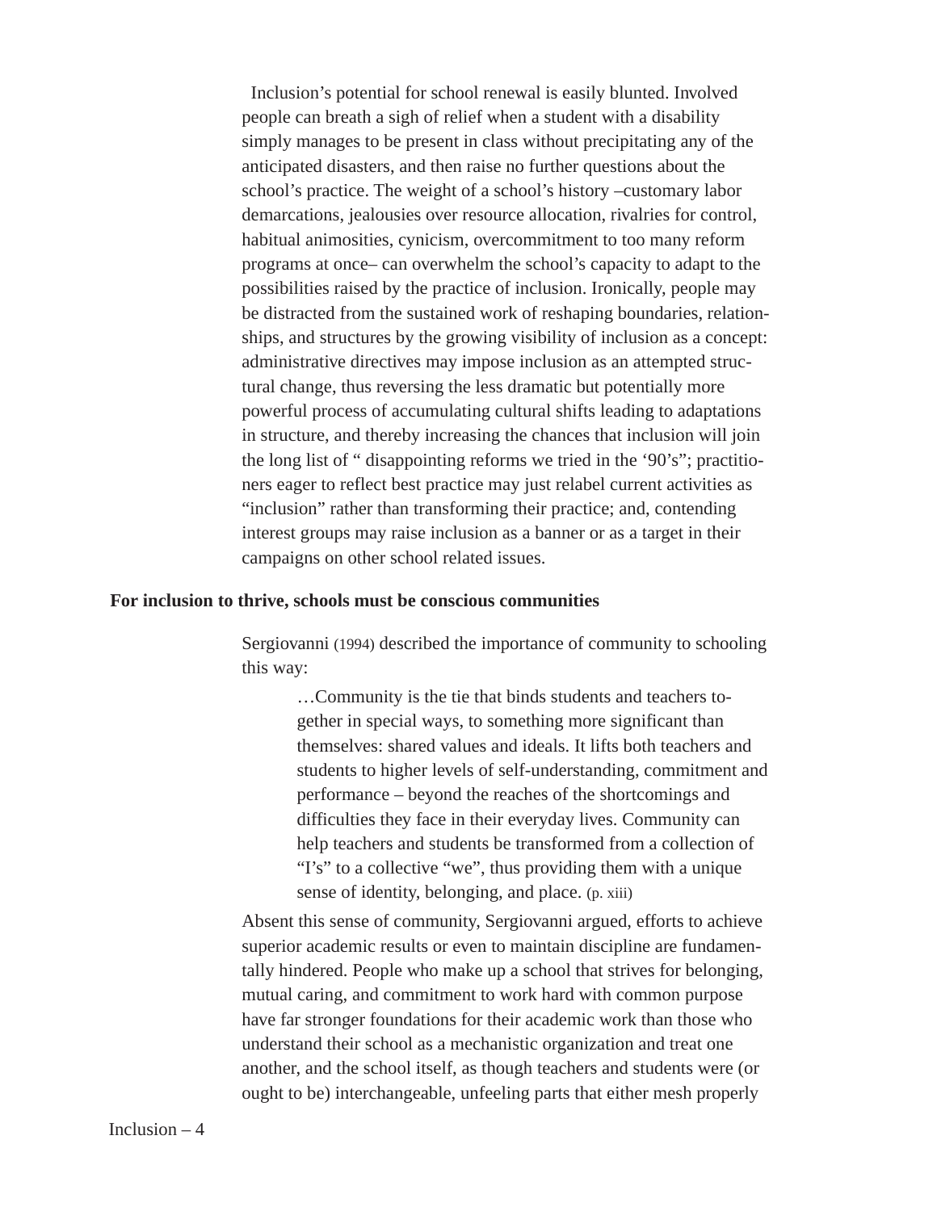Inclusion's potential for school renewal is easily blunted. Involved people can breath a sigh of relief when a student with a disability simply manages to be present in class without precipitating any of the anticipated disasters, and then raise no further questions about the school's practice. The weight of a school's history –customary labor demarcations, jealousies over resource allocation, rivalries for control, habitual animosities, cynicism, overcommitment to too many reform programs at once– can overwhelm the school's capacity to adapt to the possibilities raised by the practice of inclusion. Ironically, people may be distracted from the sustained work of reshaping boundaries, relationships, and structures by the growing visibility of inclusion as a concept: administrative directives may impose inclusion as an attempted structural change, thus reversing the less dramatic but potentially more powerful process of accumulating cultural shifts leading to adaptations in structure, and thereby increasing the chances that inclusion will join the long list of " disappointing reforms we tried in the '90's"; practitioners eager to reflect best practice may just relabel current activities as "inclusion" rather than transforming their practice; and, contending interest groups may raise inclusion as a banner or as a target in their campaigns on other school related issues.

## For inclusion to thrive, schools must be conscious communities

Sergiovanni (1994) described the importance of community to schooling this way:

> …Community is the tie that binds students and teachers together in special ways, to something more significant than themselves: shared values and ideals. It lifts both teachers and students to higher levels of self-understanding, commitment and performance – beyond the reaches of the shortcomings and difficulties they face in their everyday lives. Community can help teachers and students be transformed from a collection of "I's" to a collective "we", thus providing them with a unique sense of identity, belonging, and place. (p. xiii)

Absent this sense of community, Sergiovanni argued, efforts to achieve superior academic results or even to maintain discipline are fundamentally hindered. People who make up a school that strives for belonging, mutual caring, and commitment to work hard with common purpose have far stronger foundations for their academic work than those who understand their school as a mechanistic organization and treat one another, and the school itself, as though teachers and students were (or ought to be) interchangeable, unfeeling parts that either mesh properly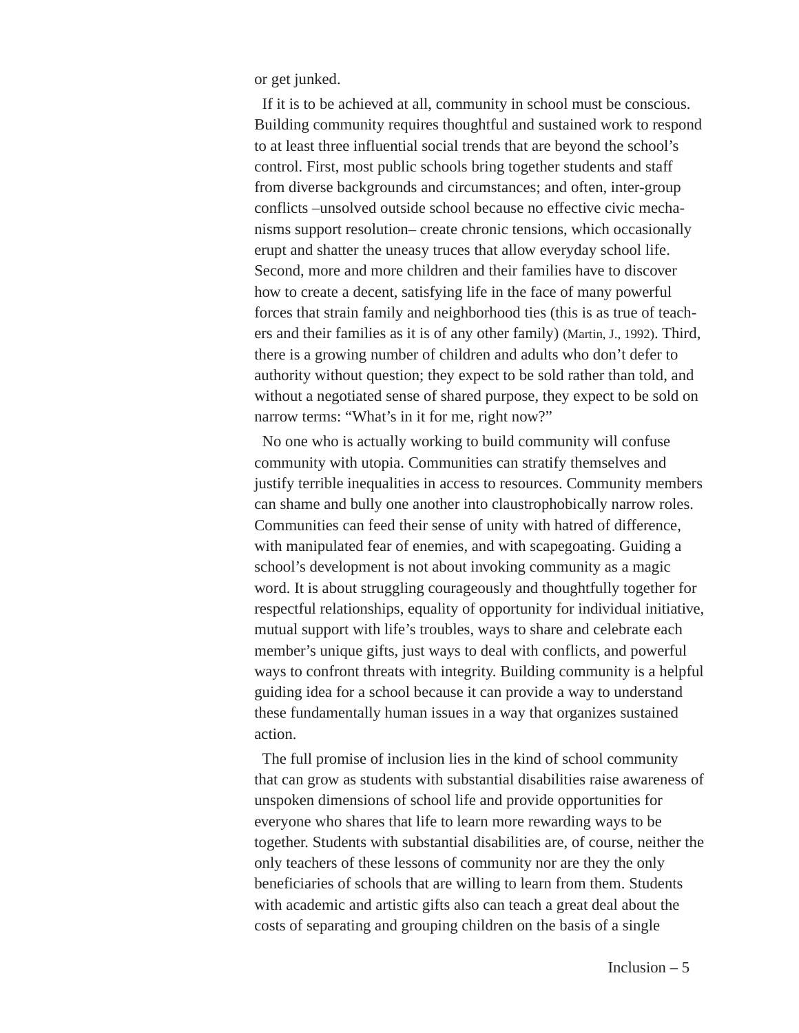or get junked.

If it is to be achieved at all, community in school must be conscious. Building community requires thoughtful and sustained work to respond to at least three influential social trends that are beyond the school's control. First, most public schools bring together students and staff from diverse backgrounds and circumstances; and often, inter-group conflicts –unsolved outside school because no effective civic mechanisms support resolution– create chronic tensions, which occasionally erupt and shatter the uneasy truces that allow everyday school life. Second, more and more children and their families have to discover how to create a decent, satisfying life in the face of many powerful forces that strain family and neighborhood ties (this is as true of teachers and their families as it is of any other family) (Martin, J., 1992). Third, there is a growing number of children and adults who don't defer to authority without question; they expect to be sold rather than told, and without a negotiated sense of shared purpose, they expect to be sold on narrow terms: "What's in it for me, right now?"

No one who is actually working to build community will confuse community with utopia. Communities can stratify themselves and justify terrible inequalities in access to resources. Community members can shame and bully one another into claustrophobically narrow roles. Communities can feed their sense of unity with hatred of difference, with manipulated fear of enemies, and with scapegoating. Guiding a school's development is not about invoking community as a magic word. It is about struggling courageously and thoughtfully together for respectful relationships, equality of opportunity for individual initiative, mutual support with life's troubles, ways to share and celebrate each member's unique gifts, just ways to deal with conflicts, and powerful ways to confront threats with integrity. Building community is a helpful guiding idea for a school because it can provide a way to understand these fundamentally human issues in a way that organizes sustained action.

The full promise of inclusion lies in the kind of school community that can grow as students with substantial disabilities raise awareness of unspoken dimensions of school life and provide opportunities for everyone who shares that life to learn more rewarding ways to be together. Students with substantial disabilities are, of course, neither the only teachers of these lessons of community nor are they the only beneficiaries of schools that are willing to learn from them. Students with academic and artistic gifts also can teach a great deal about the costs of separating and grouping children on the basis of a single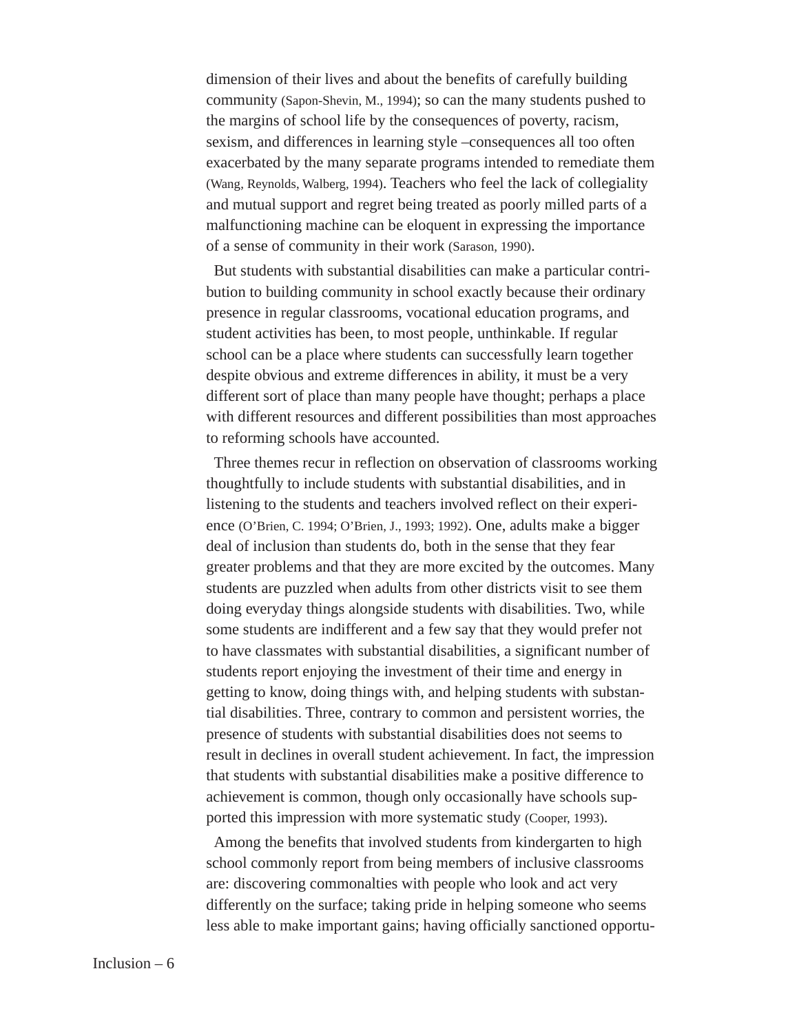dimension of their lives and about the benefits of carefully building community (Sapon-Shevin, M., 1994); so can the many students pushed to the margins of school life by the consequences of poverty, racism, sexism, and differences in learning style –consequences all too often exacerbated by the many separate programs intended to remediate them (Wang, Reynolds, Walberg, 1994). Teachers who feel the lack of collegiality and mutual support and regret being treated as poorly milled parts of a malfunctioning machine can be eloquent in expressing the importance of a sense of community in their work (Sarason, 1990).

But students with substantial disabilities can make a particular contribution to building community in school exactly because their ordinary presence in regular classrooms, vocational education programs, and student activities has been, to most people, unthinkable. If regular school can be a place where students can successfully learn together despite obvious and extreme differences in ability, it must be a very different sort of place than many people have thought; perhaps a place with different resources and different possibilities than most approaches to reforming schools have accounted.

Three themes recur in reflection on observation of classrooms working thoughtfully to include students with substantial disabilities, and in listening to the students and teachers involved reflect on their experience (O'Brien, C. 1994; O'Brien, J., 1993; 1992). One, adults make a bigger deal of inclusion than students do, both in the sense that they fear greater problems and that they are more excited by the outcomes. Many students are puzzled when adults from other districts visit to see them doing everyday things alongside students with disabilities. Two, while some students are indifferent and a few say that they would prefer not to have classmates with substantial disabilities, a significant number of students report enjoying the investment of their time and energy in getting to know, doing things with, and helping students with substantial disabilities. Three, contrary to common and persistent worries, the presence of students with substantial disabilities does not seems to result in declines in overall student achievement. In fact, the impression that students with substantial disabilities make a positive difference to achievement is common, though only occasionally have schools supported this impression with more systematic study (Cooper, 1993).

Among the benefits that involved students from kindergarten to high school commonly report from being members of inclusive classrooms are: discovering commonalties with people who look and act very differently on the surface; taking pride in helping someone who seems less able to make important gains; having officially sanctioned opportu-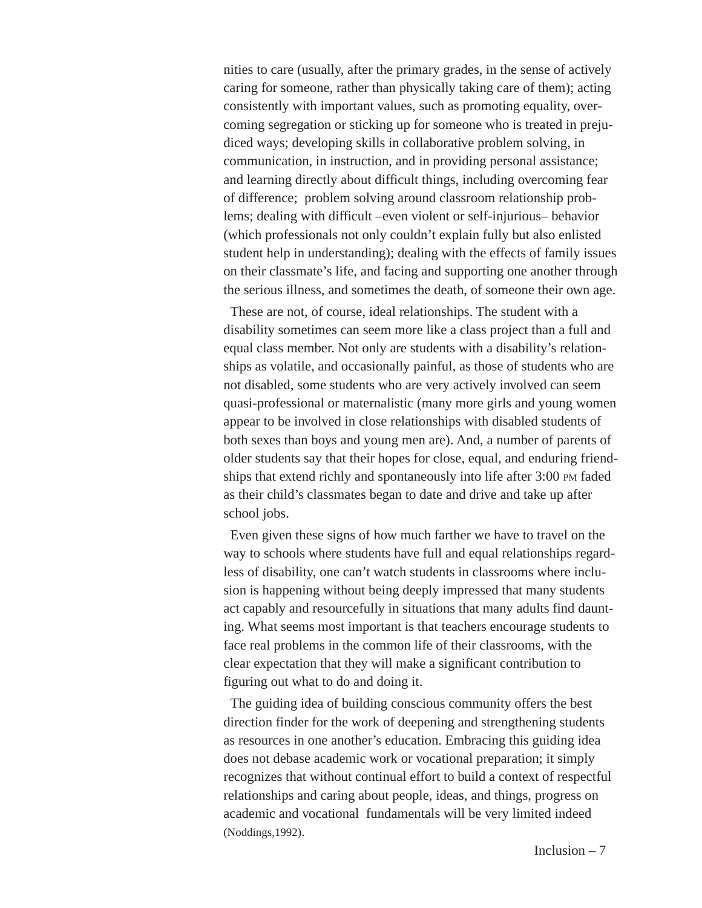nities to care (usually, after the primary grades, in the sense of actively caring for someone, rather than physically taking care of them); acting consistently with important values, such as promoting equality, overcoming segregation or sticking up for someone who is treated in prejudiced ways; developing skills in collaborative problem solving, in communication, in instruction, and in providing personal assistance; and learning directly about difficult things, including overcoming fear of difference; problem solving around classroom relationship problems; dealing with difficult –even violent or self-injurious– behavior (which professionals not only couldn't explain fully but also enlisted student help in understanding); dealing with the effects of family issues on their classmate's life, and facing and supporting one another through the serious illness, and sometimes the death, of someone their own age.

These are not, of course, ideal relationships. The student with a disability sometimes can seem more like a class project than a full and equal class member. Not only are students with a disability's relationships as volatile, and occasionally painful, as those of students who are not disabled, some students who are very actively involved can seem quasi-professional or maternalistic (many more girls and young women appear to be involved in close relationships with disabled students of both sexes than boys and young men are). And, a number of parents of older students say that their hopes for close, equal, and enduring friendships that extend richly and spontaneously into life after 3:00 PM faded as their child's classmates began to date and drive and take up after school jobs.

Even given these signs of how much farther we have to travel on the way to schools where students have full and equal relationships regardless of disability, one can't watch students in classrooms where inclusion is happening without being deeply impressed that many students act capably and resourcefully in situations that many adults find daunting. What seems most important is that teachers encourage students to face real problems in the common life of their classrooms, with the clear expectation that they will make a significant contribution to figuring out what to do and doing it.

The guiding idea of building conscious community offers the best direction finder for the work of deepening and strengthening students as resources in one another's education. Embracing this guiding idea does not debase academic work or vocational preparation; it simply recognizes that without continual effort to build a context of respectful relationships and caring about people, ideas, and things, progress on academic and vocational fundamentals will be very limited indeed (Noddings,1992).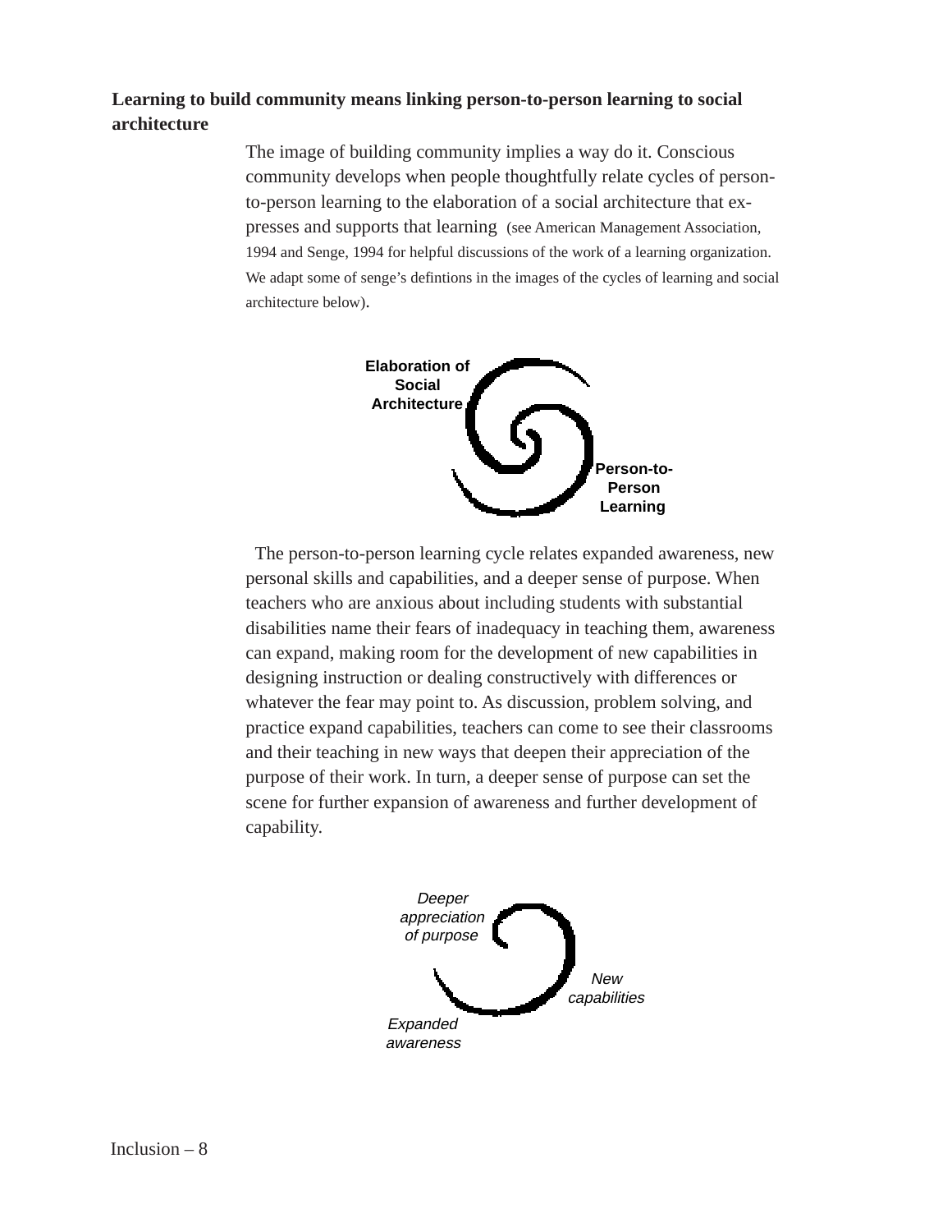**Learning to build community means linking person-to-person learning to social architecture**

The image of building community implies a way do it. Conscious community develops when people thoughtfully relate cycles of person-to-person learning to the elaboration of a social architecture that expresses and supports that learning (see American Management Association, 1994 and Senge, 1994 for helpful discussions of the work of a learning organization. We adapt some of senge's defintions in the images of the cycles of learning and social architecture below).

Elaboration of Social Architecture

Person-to-Person Learning

The person-to-person learning cycle relates expanded awareness, new personal skills and capabilities, and a deeper sense of purpose. When teachers who are anxious about including students with substantial disabilities name their fears of inadequacy in teaching them, awareness can expand, making room for the development of new capabilities in designing instruction or dealing constructively with differences or whatever the fear may point to. As discussion, problem solving, and practice expand capabilities, teachers can come to see their classrooms and their teaching in new ways that deepen their appreciation of the purpose of their work. In turn, a deeper sense of purpose can set the scene for further expansion of awareness and further development of capability.

*Deeper appreciation of purpose*

*New capabilities*

*Expanded awareness*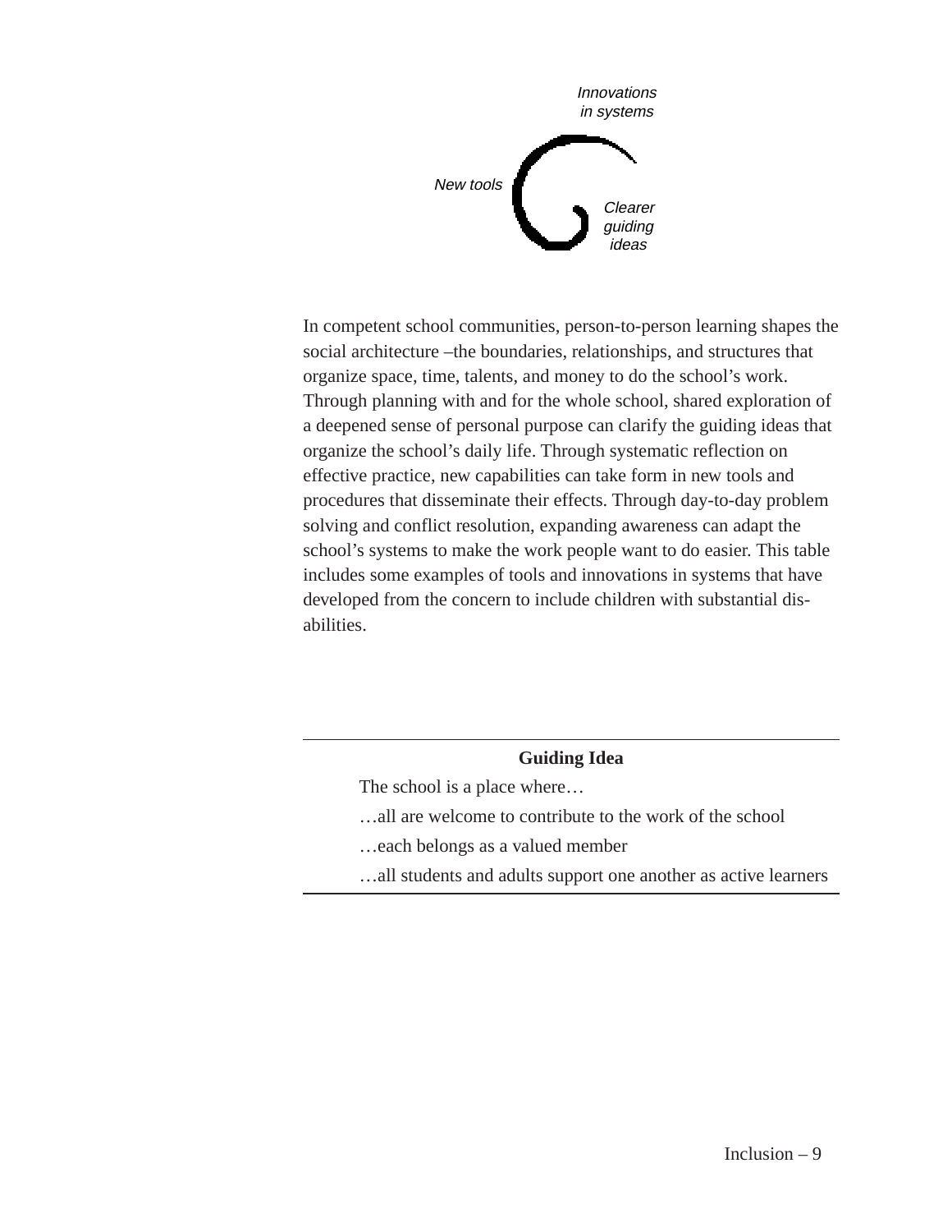*Innovations in systems*

*New tools*

*Clearer guiding ideas*

In competent school communities, person-to-person learning shapes the social architecture –the boundaries, relationships, and structures that organize space, time, talents, and money to do the school's work. Through planning with and for the whole school, shared exploration of a deepened sense of personal purpose can clarify the guiding ideas that organize the school's daily life. Through systematic reflection on effective practice, new capabilities can take form in new tools and procedures that disseminate their effects. Through day-to-day problem solving and conflict resolution, expanding awareness can adapt the school's systems to make the work people want to do easier. This table includes some examples of tools and innovations in systems that have developed from the concern to include children with substantial disabilities.

| Guiding Idea |
| --- |
| The school is a place where… |
| …all are welcome to contribute to the work of the school |
| …each belongs as a valued member |
| …all students and adults support one another as active learners |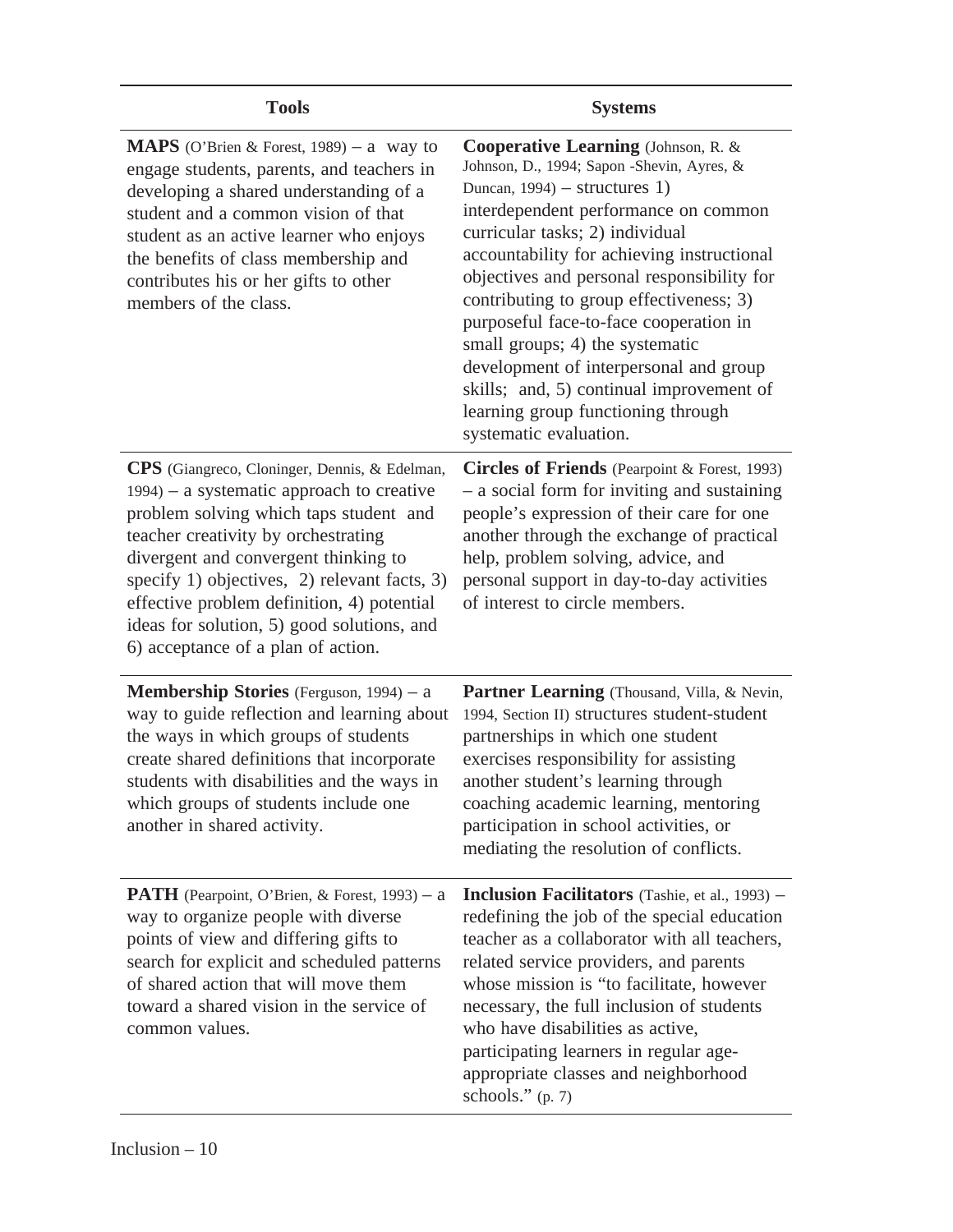| Tools | Systems |
| --- | --- |
| **MAPS** (O'Brien & Forest, 1989) – a way to engage students, parents, and teachers in developing a shared understanding of a student and a common vision of that student as an active learner who enjoys the benefits of class membership and contributes his or her gifts to other members of the class. | **Cooperative Learning** (Johnson, R. & Johnson, D., 1994; Sapon -Shevin, Ayres, & Duncan, 1994) – structures 1) interdependent performance on common curricular tasks; 2) individual accountability for achieving instructional objectives and personal responsibility for contributing to group effectiveness; 3) purposeful face-to-face cooperation in small groups; 4) the systematic development of interpersonal and group skills; and, 5) continual improvement of learning group functioning through systematic evaluation. |
| **CPS** (Giangreco, Cloninger, Dennis, & Edelman, 1994) – a systematic approach to creative problem solving which taps student and teacher creativity by orchestrating divergent and convergent thinking to specify 1) objectives, 2) relevant facts, 3) effective problem definition, 4) potential ideas for solution, 5) good solutions, and 6) acceptance of a plan of action. | **Circles of Friends** (Pearpoint & Forest, 1993) – a social form for inviting and sustaining people's expression of their care for one another through the exchange of practical help, problem solving, advice, and personal support in day-to-day activities of interest to circle members. |
| **Membership Stories** (Ferguson, 1994) – a way to guide reflection and learning about the ways in which groups of students create shared definitions that incorporate students with disabilities and the ways in which groups of students include one another in shared activity. | **Partner Learning** (Thousand, Villa, & Nevin, 1994, Section II) structures student-student partnerships in which one student exercises responsibility for assisting another student's learning through coaching academic learning, mentoring participation in school activities, or mediating the resolution of conflicts. |
| **PATH** (Pearpoint, O'Brien, & Forest, 1993) – a way to organize people with diverse points of view and differing gifts to search for explicit and scheduled patterns of shared action that will move them toward a shared vision in the service of common values. | **Inclusion Facilitators** (Tashie, et al., 1993) – redefining the job of the special education teacher as a collaborator with all teachers, related service providers, and parents whose mission is "to facilitate, however necessary, the full inclusion of students who have disabilities as active, participating learners in regular age-appropriate classes and neighborhood schools." (p. 7) |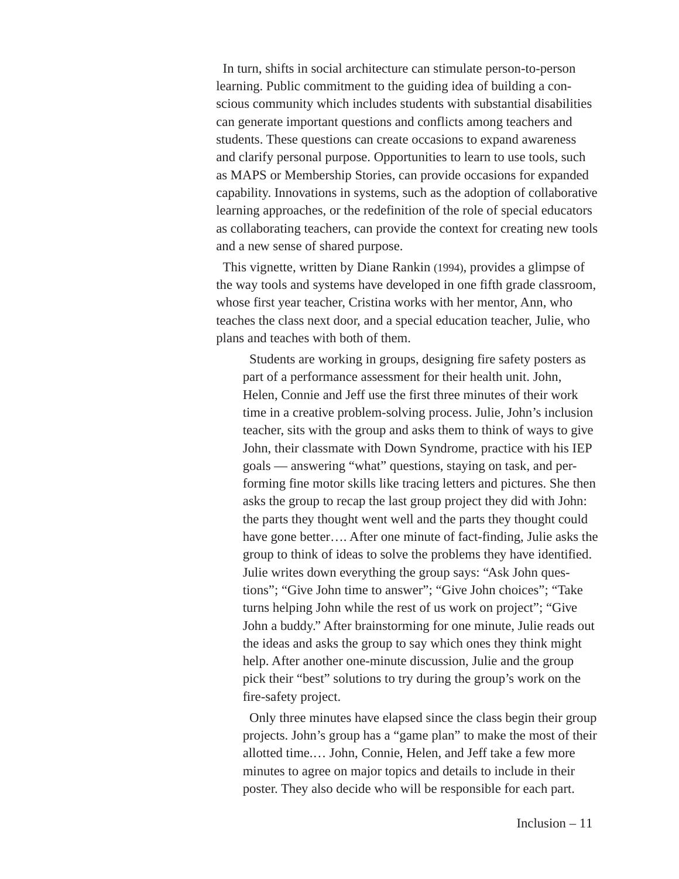In turn, shifts in social architecture can stimulate person-to-person learning. Public commitment to the guiding idea of building a conscious community which includes students with substantial disabilities can generate important questions and conflicts among teachers and students. These questions can create occasions to expand awareness and clarify personal purpose. Opportunities to learn to use tools, such as MAPS or Membership Stories, can provide occasions for expanded capability. Innovations in systems, such as the adoption of collaborative learning approaches, or the redefinition of the role of special educators as collaborating teachers, can provide the context for creating new tools and a new sense of shared purpose.

This vignette, written by Diane Rankin (1994), provides a glimpse of the way tools and systems have developed in one fifth grade classroom, whose first year teacher, Cristina works with her mentor, Ann, who teaches the class next door, and a special education teacher, Julie, who plans and teaches with both of them.

> Students are working in groups, designing fire safety posters as part of a performance assessment for their health unit. John, Helen, Connie and Jeff use the first three minutes of their work time in a creative problem-solving process. Julie, John's inclusion teacher, sits with the group and asks them to think of ways to give John, their classmate with Down Syndrome, practice with his IEP goals — answering "what" questions, staying on task, and performing fine motor skills like tracing letters and pictures. She then asks the group to recap the last group project they did with John: the parts they thought went well and the parts they thought could have gone better…. After one minute of fact-finding, Julie asks the group to think of ideas to solve the problems they have identified. Julie writes down everything the group says: "Ask John questions"; "Give John time to answer"; "Give John choices"; "Take turns helping John while the rest of us work on project"; "Give John a buddy." After brainstorming for one minute, Julie reads out the ideas and asks the group to say which ones they think might help. After another one-minute discussion, Julie and the group pick their "best" solutions to try during the group's work on the fire-safety project.
>
> Only three minutes have elapsed since the class begin their group projects. John's group has a "game plan" to make the most of their allotted time.… John, Connie, Helen, and Jeff take a few more minutes to agree on major topics and details to include in their poster. They also decide who will be responsible for each part.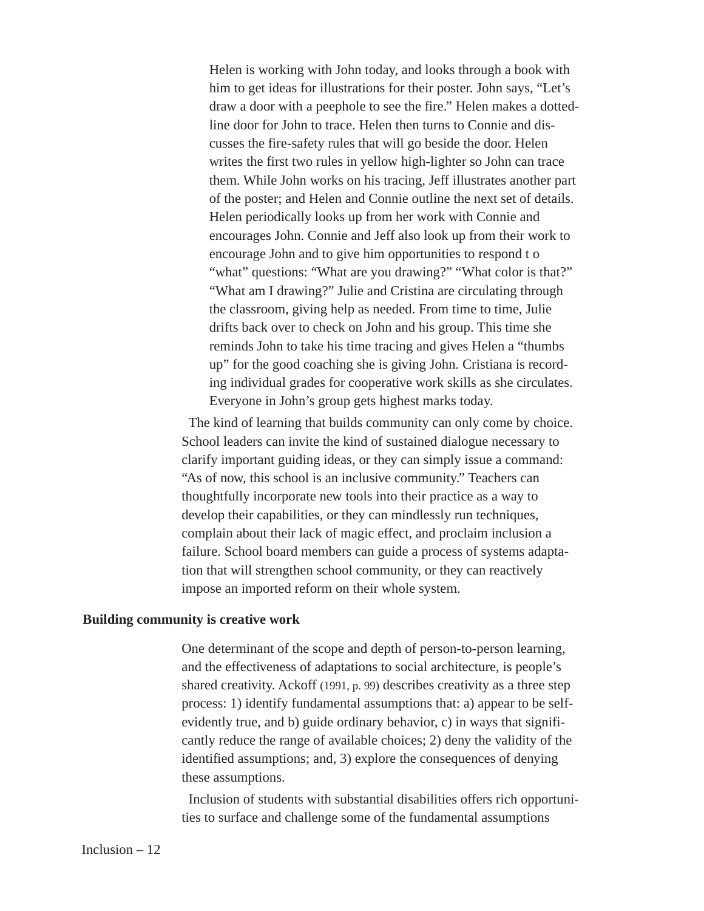Helen is working with John today, and looks through a book with him to get ideas for illustrations for their poster. John says, "Let's draw a door with a peephole to see the fire." Helen makes a dotted-line door for John to trace. Helen then turns to Connie and discusses the fire-safety rules that will go beside the door. Helen writes the first two rules in yellow high-lighter so John can trace them. While John works on his tracing, Jeff illustrates another part of the poster; and Helen and Connie outline the next set of details. Helen periodically looks up from her work with Connie and encourages John. Connie and Jeff also look up from their work to encourage John and to give him opportunities to respond t o "what" questions: "What are you drawing?" "What color is that?" "What am I drawing?" Julie and Cristina are circulating through the classroom, giving help as needed. From time to time, Julie drifts back over to check on John and his group. This time she reminds John to take his time tracing and gives Helen a "thumbs up" for the good coaching she is giving John. Cristiana is recording individual grades for cooperative work skills as she circulates. Everyone in John's group gets highest marks today.

The kind of learning that builds community can only come by choice. School leaders can invite the kind of sustained dialogue necessary to clarify important guiding ideas, or they can simply issue a command: "As of now, this school is an inclusive community." Teachers can thoughtfully incorporate new tools into their practice as a way to develop their capabilities, or they can mindlessly run techniques, complain about their lack of magic effect, and proclaim inclusion a failure. School board members can guide a process of systems adaptation that will strengthen school community, or they can reactively impose an imported reform on their whole system.

**Building community is creative work**

One determinant of the scope and depth of person-to-person learning, and the effectiveness of adaptations to social architecture, is people's shared creativity. Ackoff (1991, p. 99) describes creativity as a three step process: 1) identify fundamental assumptions that: a) appear to be self-evidently true, and b) guide ordinary behavior, c) in ways that significantly reduce the range of available choices; 2) deny the validity of the identified assumptions; and, 3) explore the consequences of denying these assumptions.

Inclusion of students with substantial disabilities offers rich opportunities to surface and challenge some of the fundamental assumptions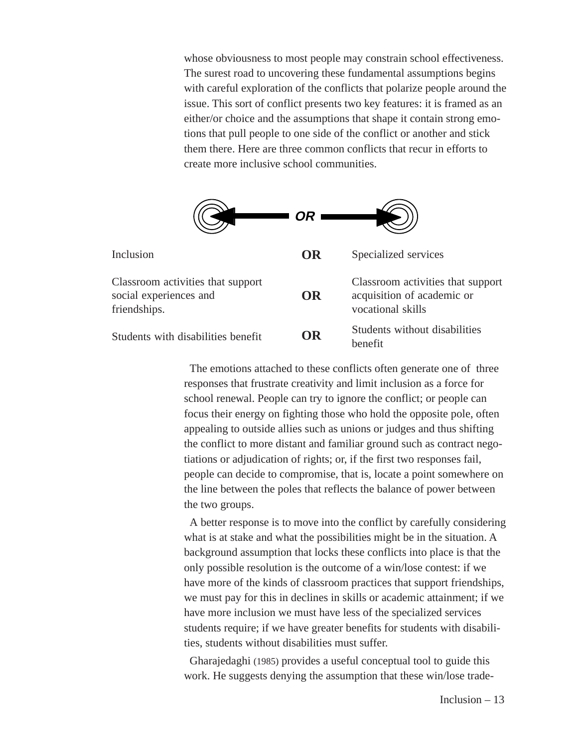whose obviousness to most people may constrain school effectiveness. The surest road to uncovering these fundamental assumptions begins with careful exploration of the conflicts that polarize people around the issue. This sort of conflict presents two key features: it is framed as an either/or choice and the assumptions that shape it contain strong emotions that pull people to one side of the conflict or another and stick them there. Here are three common conflicts that recur in efforts to create more inclusive school communities.

| | | |
|---|---|---|
| Inclusion | **OR** | Specialized services |
| Classroom activities that support social experiences and friendships. | **OR** | Classroom activities that support acquisition of academic or vocational skills |
| Students with disabilities benefit | **OR** | Students without disabilities benefit |

The emotions attached to these conflicts often generate one of three responses that frustrate creativity and limit inclusion as a force for school renewal. People can try to ignore the conflict; or people can focus their energy on fighting those who hold the opposite pole, often appealing to outside allies such as unions or judges and thus shifting the conflict to more distant and familiar ground such as contract negotiations or adjudication of rights; or, if the first two responses fail, people can decide to compromise, that is, locate a point somewhere on the line between the poles that reflects the balance of power between the two groups.

A better response is to move into the conflict by carefully considering what is at stake and what the possibilities might be in the situation. A background assumption that locks these conflicts into place is that the only possible resolution is the outcome of a win/lose contest: if we have more of the kinds of classroom practices that support friendships, we must pay for this in declines in skills or academic attainment; if we have more inclusion we must have less of the specialized services students require; if we have greater benefits for students with disabilities, students without disabilities must suffer.

Gharajedaghi (1985) provides a useful conceptual tool to guide this work. He suggests denying the assumption that these win/lose trade-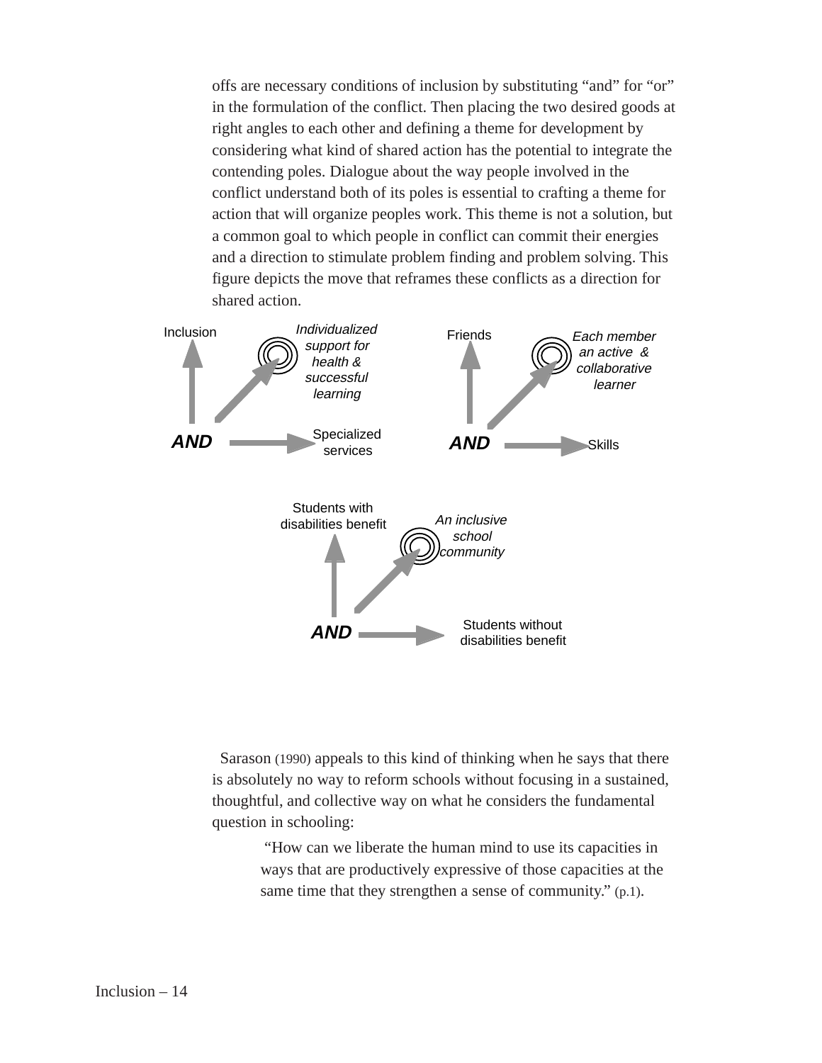offs are necessary conditions of inclusion by substituting “and” for “or” in the formulation of the conflict. Then placing the two desired goods at right angles to each other and defining a theme for development by considering what kind of shared action has the potential to integrate the contending poles. Dialogue about the way people involved in the conflict understand both of its poles is essential to crafting a theme for action that will organize peoples work. This theme is not a solution, but a common goal to which people in conflict can commit their energies and a direction to stimulate problem finding and problem solving. This figure depicts the move that reframes these conflicts as a direction for shared action.

Inclusion — *Individualized support for health & successful learning* — **AND** — Specialized services

Friends — *Each member an active & collaborative learner* — **AND** — Skills

Students with disabilities benefit — *An inclusive school community* — **AND** — Students without disabilities benefit

Sarason (1990) appeals to this kind of thinking when he says that there is absolutely no way to reform schools without focusing in a sustained, thoughtful, and collective way on what he considers the fundamental question in schooling:

> “How can we liberate the human mind to use its capacities in ways that are productively expressive of those capacities at the same time that they strengthen a sense of community.” (p.1).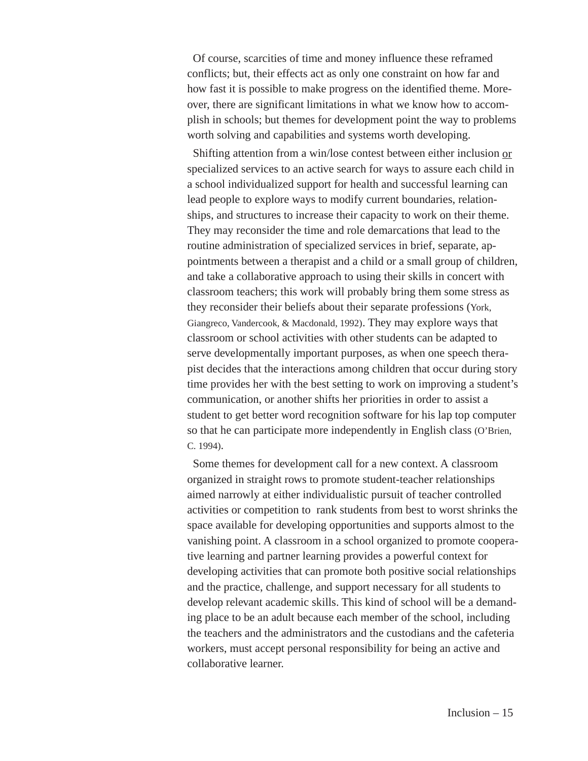Of course, scarcities of time and money influence these reframed conflicts; but, their effects act as only one constraint on how far and how fast it is possible to make progress on the identified theme. Moreover, there are significant limitations in what we know how to accomplish in schools; but themes for development point the way to problems worth solving and capabilities and systems worth developing.

Shifting attention from a win/lose contest between either inclusion <u>or</u> specialized services to an active search for ways to assure each child in a school individualized support for health and successful learning can lead people to explore ways to modify current boundaries, relationships, and structures to increase their capacity to work on their theme. They may reconsider the time and role demarcations that lead to the routine administration of specialized services in brief, separate, appointments between a therapist and a child or a small group of children, and take a collaborative approach to using their skills in concert with classroom teachers; this work will probably bring them some stress as they reconsider their beliefs about their separate professions (York, Giangreco, Vandercook, & Macdonald, 1992). They may explore ways that classroom or school activities with other students can be adapted to serve developmentally important purposes, as when one speech therapist decides that the interactions among children that occur during story time provides her with the best setting to work on improving a student's communication, or another shifts her priorities in order to assist a student to get better word recognition software for his lap top computer so that he can participate more independently in English class (O'Brien, C. 1994).

Some themes for development call for a new context. A classroom organized in straight rows to promote student-teacher relationships aimed narrowly at either individualistic pursuit of teacher controlled activities or competition to rank students from best to worst shrinks the space available for developing opportunities and supports almost to the vanishing point. A classroom in a school organized to promote cooperative learning and partner learning provides a powerful context for developing activities that can promote both positive social relationships and the practice, challenge, and support necessary for all students to develop relevant academic skills. This kind of school will be a demanding place to be an adult because each member of the school, including the teachers and the administrators and the custodians and the cafeteria workers, must accept personal responsibility for being an active and collaborative learner.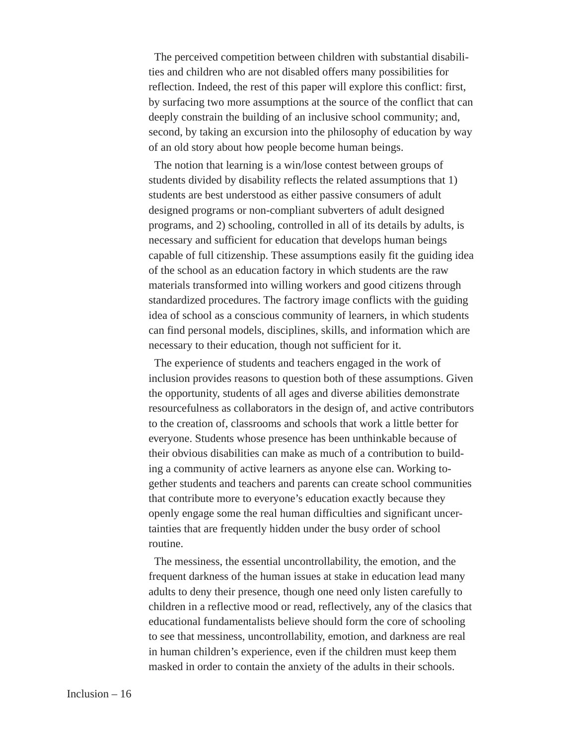The perceived competition between children with substantial disabilities and children who are not disabled offers many possibilities for reflection. Indeed, the rest of this paper will explore this conflict: first, by surfacing two more assumptions at the source of the conflict that can deeply constrain the building of an inclusive school community; and, second, by taking an excursion into the philosophy of education by way of an old story about how people become human beings.

The notion that learning is a win/lose contest between groups of students divided by disability reflects the related assumptions that 1) students are best understood as either passive consumers of adult designed programs or non-compliant subverters of adult designed programs, and 2) schooling, controlled in all of its details by adults, is necessary and sufficient for education that develops human beings capable of full citizenship. These assumptions easily fit the guiding idea of the school as an education factory in which students are the raw materials transformed into willing workers and good citizens through standardized procedures. The factrory image conflicts with the guiding idea of school as a conscious community of learners, in which students can find personal models, disciplines, skills, and information which are necessary to their education, though not sufficient for it.

The experience of students and teachers engaged in the work of inclusion provides reasons to question both of these assumptions. Given the opportunity, students of all ages and diverse abilities demonstrate resourcefulness as collaborators in the design of, and active contributors to the creation of, classrooms and schools that work a little better for everyone. Students whose presence has been unthinkable because of their obvious disabilities can make as much of a contribution to building a community of active learners as anyone else can. Working together students and teachers and parents can create school communities that contribute more to everyone's education exactly because they openly engage some the real human difficulties and significant uncertainties that are frequently hidden under the busy order of school routine.

The messiness, the essential uncontrollability, the emotion, and the frequent darkness of the human issues at stake in education lead many adults to deny their presence, though one need only listen carefully to children in a reflective mood or read, reflectively, any of the clasics that educational fundamentalists believe should form the core of schooling to see that messiness, uncontrollability, emotion, and darkness are real in human children's experience, even if the children must keep them masked in order to contain the anxiety of the adults in their schools.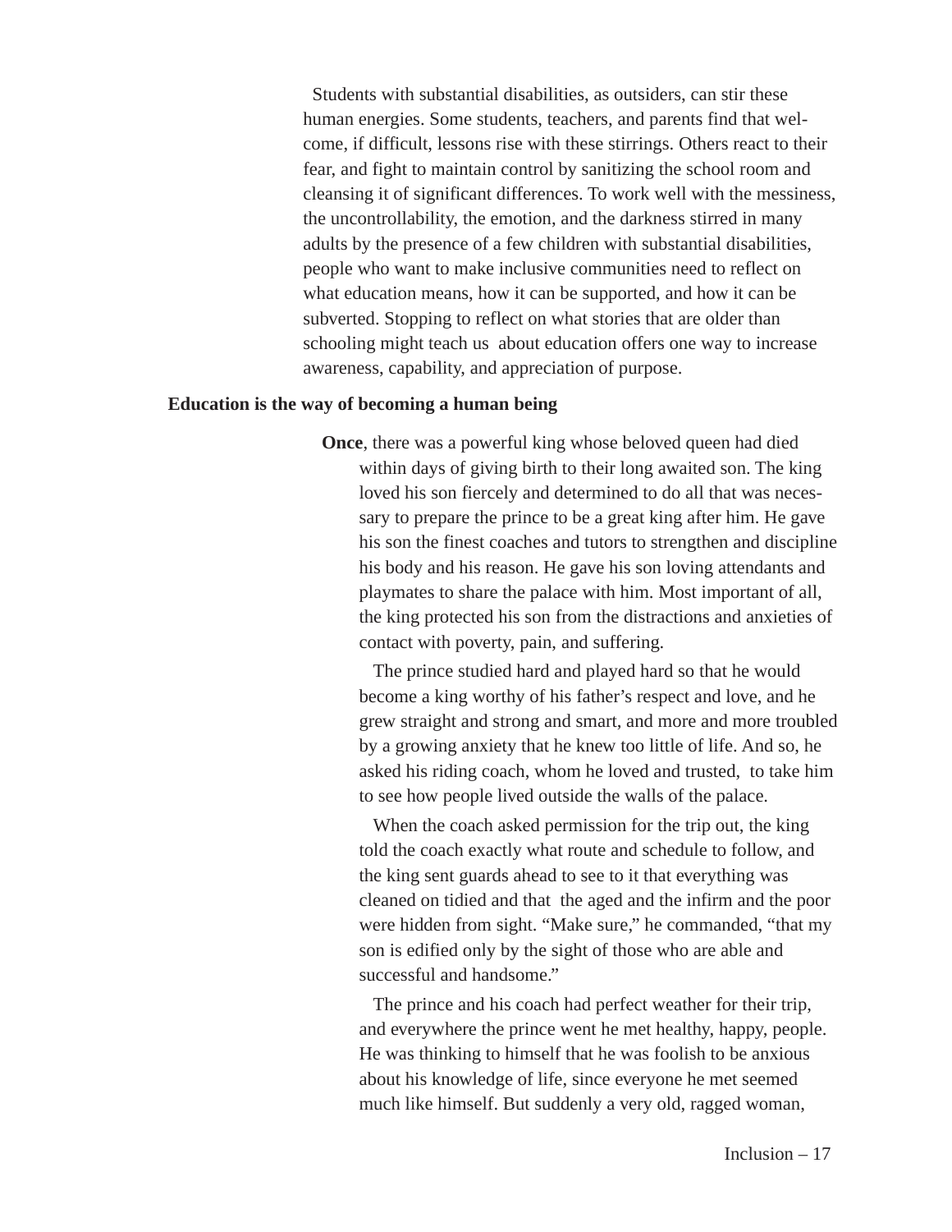Students with substantial disabilities, as outsiders, can stir these human energies. Some students, teachers, and parents find that welcome, if difficult, lessons rise with these stirrings. Others react to their fear, and fight to maintain control by sanitizing the school room and cleansing it of significant differences. To work well with the messiness, the uncontrollability, the emotion, and the darkness stirred in many adults by the presence of a few children with substantial disabilities, people who want to make inclusive communities need to reflect on what education means, how it can be supported, and how it can be subverted. Stopping to reflect on what stories that are older than schooling might teach us about education offers one way to increase awareness, capability, and appreciation of purpose.

**Education is the way of becoming a human being**

**Once**, there was a powerful king whose beloved queen had died within days of giving birth to their long awaited son. The king loved his son fiercely and determined to do all that was necessary to prepare the prince to be a great king after him. He gave his son the finest coaches and tutors to strengthen and discipline his body and his reason. He gave his son loving attendants and playmates to share the palace with him. Most important of all, the king protected his son from the distractions and anxieties of contact with poverty, pain, and suffering.

The prince studied hard and played hard so that he would become a king worthy of his father's respect and love, and he grew straight and strong and smart, and more and more troubled by a growing anxiety that he knew too little of life. And so, he asked his riding coach, whom he loved and trusted, to take him to see how people lived outside the walls of the palace.

When the coach asked permission for the trip out, the king told the coach exactly what route and schedule to follow, and the king sent guards ahead to see to it that everything was cleaned on tidied and that the aged and the infirm and the poor were hidden from sight. "Make sure," he commanded, "that my son is edified only by the sight of those who are able and successful and handsome."

The prince and his coach had perfect weather for their trip, and everywhere the prince went he met healthy, happy, people. He was thinking to himself that he was foolish to be anxious about his knowledge of life, since everyone he met seemed much like himself. But suddenly a very old, ragged woman,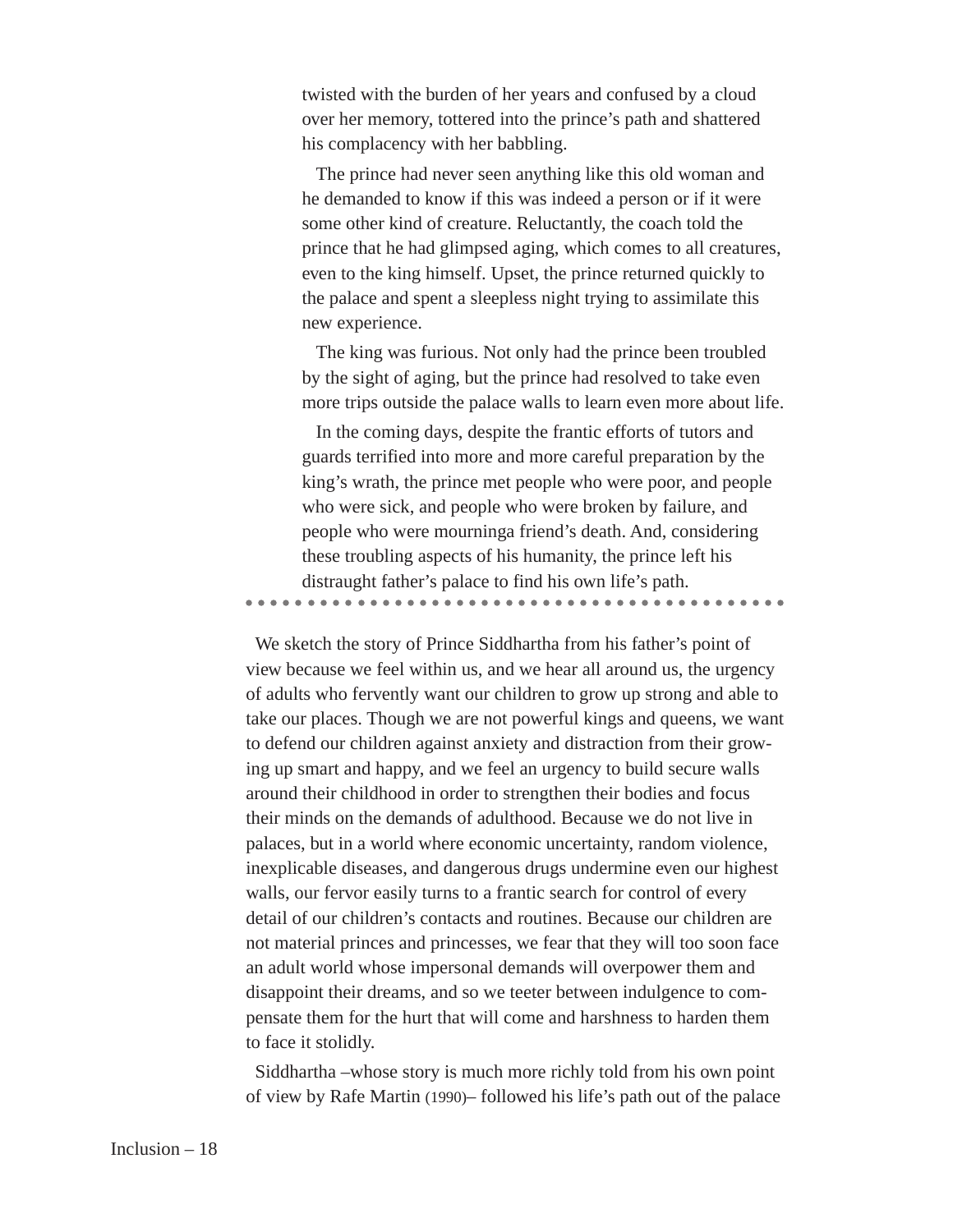twisted with the burden of her years and confused by a cloud over her memory, tottered into the prince's path and shattered his complacency with her babbling.

The prince had never seen anything like this old woman and he demanded to know if this was indeed a person or if it were some other kind of creature. Reluctantly, the coach told the prince that he had glimpsed aging, which comes to all creatures, even to the king himself. Upset, the prince returned quickly to the palace and spent a sleepless night trying to assimilate this new experience.

The king was furious. Not only had the prince been troubled by the sight of aging, but the prince had resolved to take even more trips outside the palace walls to learn even more about life.

In the coming days, despite the frantic efforts of tutors and guards terrified into more and more careful preparation by the king's wrath, the prince met people who were poor, and people who were sick, and people who were broken by failure, and people who were mourninga friend's death. And, considering these troubling aspects of his humanity, the prince left his distraught father's palace to find his own life's path.

---

We sketch the story of Prince Siddhartha from his father's point of view because we feel within us, and we hear all around us, the urgency of adults who fervently want our children to grow up strong and able to take our places. Though we are not powerful kings and queens, we want to defend our children against anxiety and distraction from their growing up smart and happy, and we feel an urgency to build secure walls around their childhood in order to strengthen their bodies and focus their minds on the demands of adulthood. Because we do not live in palaces, but in a world where economic uncertainty, random violence, inexplicable diseases, and dangerous drugs undermine even our highest walls, our fervor easily turns to a frantic search for control of every detail of our children's contacts and routines. Because our children are not material princes and princesses, we fear that they will too soon face an adult world whose impersonal demands will overpower them and disappoint their dreams, and so we teeter between indulgence to compensate them for the hurt that will come and harshness to harden them to face it stolidly.

Siddhartha –whose story is much more richly told from his own point of view by Rafe Martin (1990)– followed his life's path out of the palace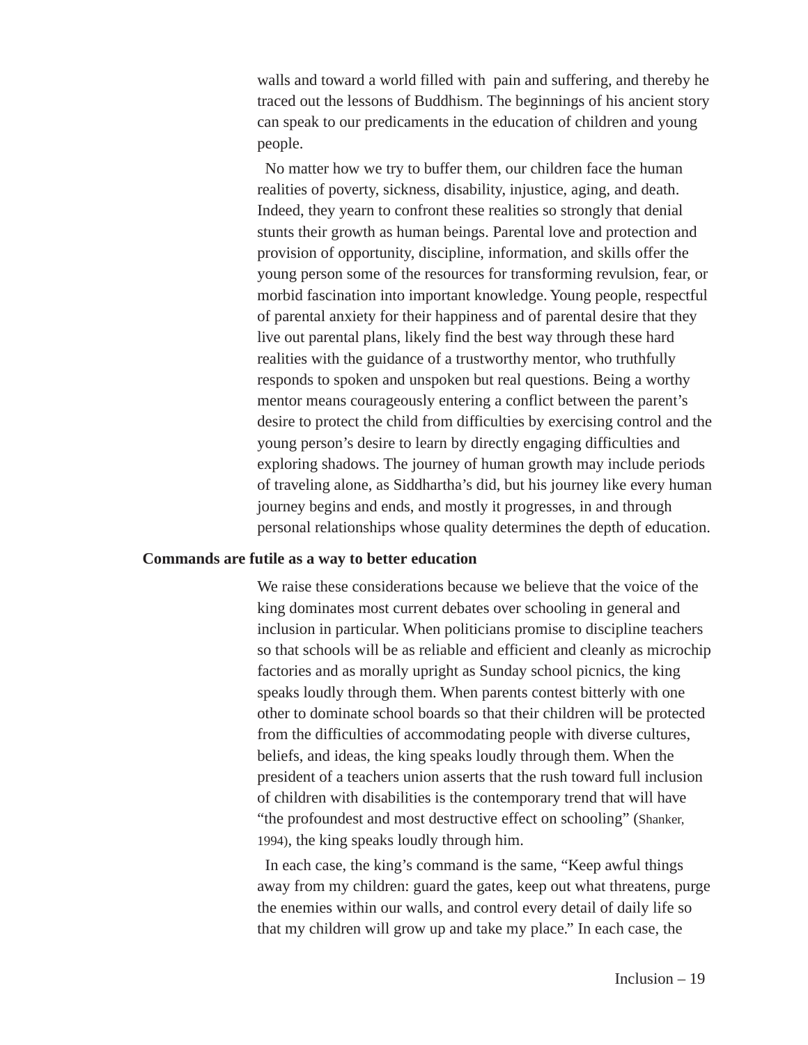walls and toward a world filled with pain and suffering, and thereby he traced out the lessons of Buddhism. The beginnings of his ancient story can speak to our predicaments in the education of children and young people.

No matter how we try to buffer them, our children face the human realities of poverty, sickness, disability, injustice, aging, and death. Indeed, they yearn to confront these realities so strongly that denial stunts their growth as human beings. Parental love and protection and provision of opportunity, discipline, information, and skills offer the young person some of the resources for transforming revulsion, fear, or morbid fascination into important knowledge. Young people, respectful of parental anxiety for their happiness and of parental desire that they live out parental plans, likely find the best way through these hard realities with the guidance of a trustworthy mentor, who truthfully responds to spoken and unspoken but real questions. Being a worthy mentor means courageously entering a conflict between the parent's desire to protect the child from difficulties by exercising control and the young person's desire to learn by directly engaging difficulties and exploring shadows. The journey of human growth may include periods of traveling alone, as Siddhartha's did, but his journey like every human journey begins and ends, and mostly it progresses, in and through personal relationships whose quality determines the depth of education.

**Commands are futile as a way to better education**

We raise these considerations because we believe that the voice of the king dominates most current debates over schooling in general and inclusion in particular. When politicians promise to discipline teachers so that schools will be as reliable and efficient and cleanly as microchip factories and as morally upright as Sunday school picnics, the king speaks loudly through them. When parents contest bitterly with one other to dominate school boards so that their children will be protected from the difficulties of accommodating people with diverse cultures, beliefs, and ideas, the king speaks loudly through them. When the president of a teachers union asserts that the rush toward full inclusion of children with disabilities is the contemporary trend that will have "the profoundest and most destructive effect on schooling" (Shanker, 1994), the king speaks loudly through him.

In each case, the king's command is the same, "Keep awful things away from my children: guard the gates, keep out what threatens, purge the enemies within our walls, and control every detail of daily life so that my children will grow up and take my place." In each case, the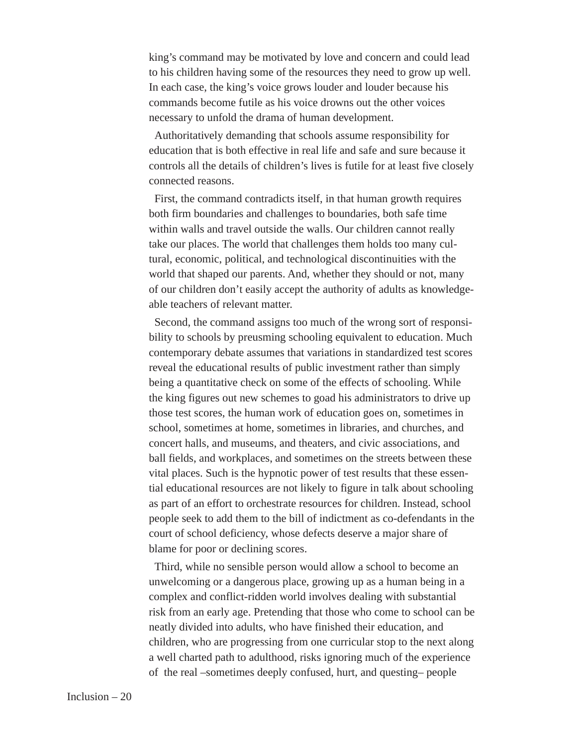king's command may be motivated by love and concern and could lead to his children having some of the resources they need to grow up well. In each case, the king's voice grows louder and louder because his commands become futile as his voice drowns out the other voices necessary to unfold the drama of human development.

Authoritatively demanding that schools assume responsibility for education that is both effective in real life and safe and sure because it controls all the details of children's lives is futile for at least five closely connected reasons.

First, the command contradicts itself, in that human growth requires both firm boundaries and challenges to boundaries, both safe time within walls and travel outside the walls. Our children cannot really take our places. The world that challenges them holds too many cultural, economic, political, and technological discontinuities with the world that shaped our parents. And, whether they should or not, many of our children don't easily accept the authority of adults as knowledgeable teachers of relevant matter.

Second, the command assigns too much of the wrong sort of responsibility to schools by preusming schooling equivalent to education. Much contemporary debate assumes that variations in standardized test scores reveal the educational results of public investment rather than simply being a quantitative check on some of the effects of schooling. While the king figures out new schemes to goad his administrators to drive up those test scores, the human work of education goes on, sometimes in school, sometimes at home, sometimes in libraries, and churches, and concert halls, and museums, and theaters, and civic associations, and ball fields, and workplaces, and sometimes on the streets between these vital places. Such is the hypnotic power of test results that these essential educational resources are not likely to figure in talk about schooling as part of an effort to orchestrate resources for children. Instead, school people seek to add them to the bill of indictment as co-defendants in the court of school deficiency, whose defects deserve a major share of blame for poor or declining scores.

Third, while no sensible person would allow a school to become an unwelcoming or a dangerous place, growing up as a human being in a complex and conflict-ridden world involves dealing with substantial risk from an early age. Pretending that those who come to school can be neatly divided into adults, who have finished their education, and children, who are progressing from one curricular stop to the next along a well charted path to adulthood, risks ignoring much of the experience of the real –sometimes deeply confused, hurt, and questing– people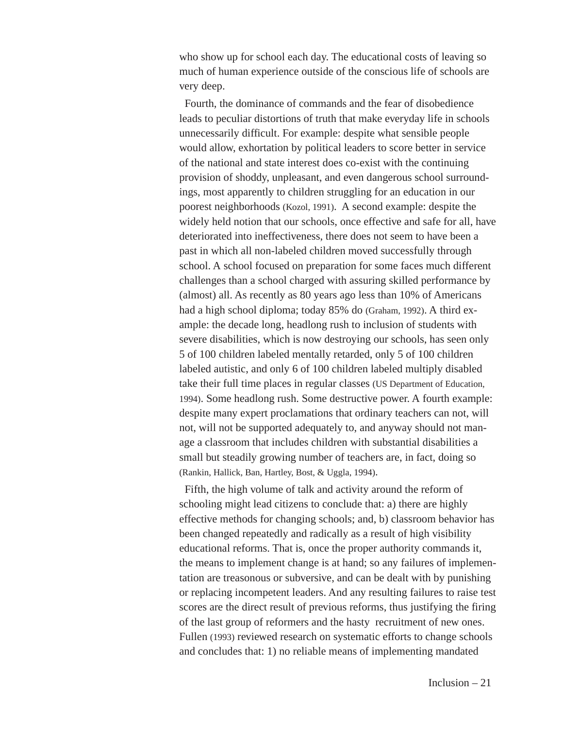who show up for school each day. The educational costs of leaving so much of human experience outside of the conscious life of schools are very deep.

Fourth, the dominance of commands and the fear of disobedience leads to peculiar distortions of truth that make everyday life in schools unnecessarily difficult. For example: despite what sensible people would allow, exhortation by political leaders to score better in service of the national and state interest does co-exist with the continuing provision of shoddy, unpleasant, and even dangerous school surroundings, most apparently to children struggling for an education in our poorest neighborhoods (Kozol, 1991). A second example: despite the widely held notion that our schools, once effective and safe for all, have deteriorated into ineffectiveness, there does not seem to have been a past in which all non-labeled children moved successfully through school. A school focused on preparation for some faces much different challenges than a school charged with assuring skilled performance by (almost) all. As recently as 80 years ago less than 10% of Americans had a high school diploma; today 85% do (Graham, 1992). A third example: the decade long, headlong rush to inclusion of students with severe disabilities, which is now destroying our schools, has seen only 5 of 100 children labeled mentally retarded, only 5 of 100 children labeled autistic, and only 6 of 100 children labeled multiply disabled take their full time places in regular classes (US Department of Education, 1994). Some headlong rush. Some destructive power. A fourth example: despite many expert proclamations that ordinary teachers can not, will not, will not be supported adequately to, and anyway should not manage a classroom that includes children with substantial disabilities a small but steadily growing number of teachers are, in fact, doing so (Rankin, Hallick, Ban, Hartley, Bost, & Uggla, 1994).

Fifth, the high volume of talk and activity around the reform of schooling might lead citizens to conclude that: a) there are highly effective methods for changing schools; and, b) classroom behavior has been changed repeatedly and radically as a result of high visibility educational reforms. That is, once the proper authority commands it, the means to implement change is at hand; so any failures of implementation are treasonous or subversive, and can be dealt with by punishing or replacing incompetent leaders. And any resulting failures to raise test scores are the direct result of previous reforms, thus justifying the firing of the last group of reformers and the hasty recruitment of new ones. Fullen (1993) reviewed research on systematic efforts to change schools and concludes that: 1) no reliable means of implementing mandated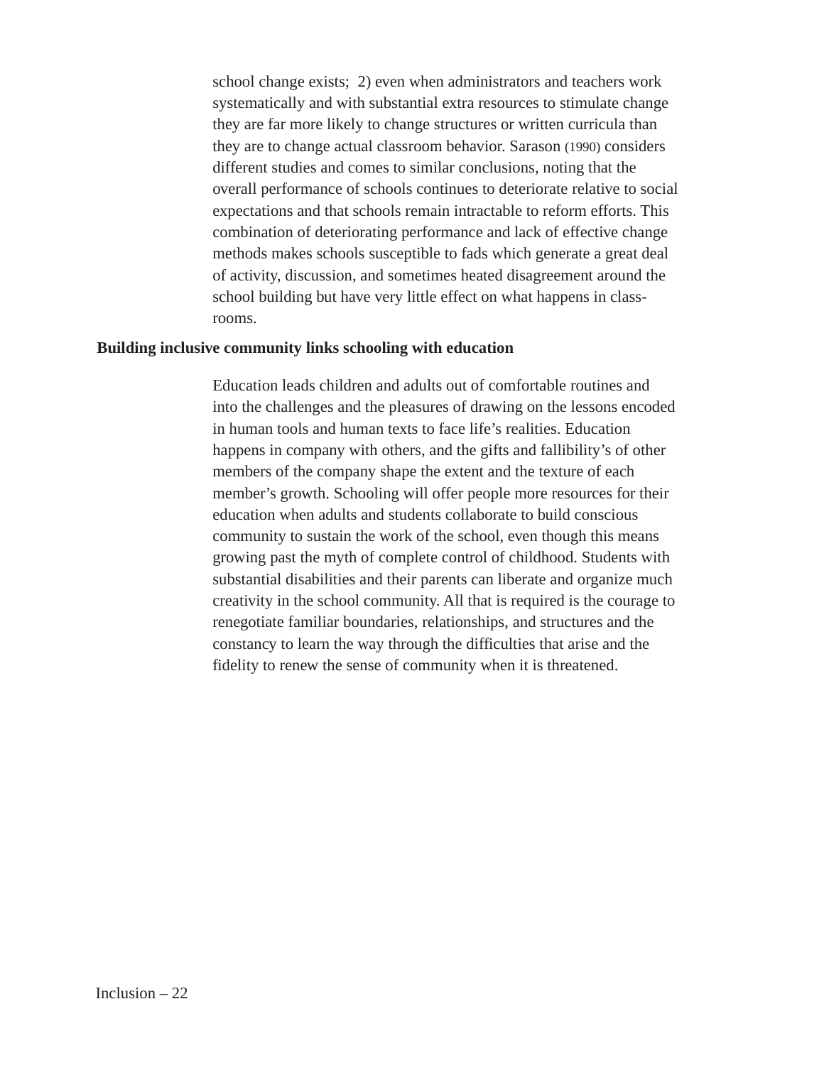school change exists; 2) even when administrators and teachers work systematically and with substantial extra resources to stimulate change they are far more likely to change structures or written curricula than they are to change actual classroom behavior. Sarason (1990) considers different studies and comes to similar conclusions, noting that the overall performance of schools continues to deteriorate relative to social expectations and that schools remain intractable to reform efforts. This combination of deteriorating performance and lack of effective change methods makes schools susceptible to fads which generate a great deal of activity, discussion, and sometimes heated disagreement around the school building but have very little effect on what happens in classrooms.

**Building inclusive community links schooling with education**

Education leads children and adults out of comfortable routines and into the challenges and the pleasures of drawing on the lessons encoded in human tools and human texts to face life's realities. Education happens in company with others, and the gifts and fallibility's of other members of the company shape the extent and the texture of each member's growth. Schooling will offer people more resources for their education when adults and students collaborate to build conscious community to sustain the work of the school, even though this means growing past the myth of complete control of childhood. Students with substantial disabilities and their parents can liberate and organize much creativity in the school community. All that is required is the courage to renegotiate familiar boundaries, relationships, and structures and the constancy to learn the way through the difficulties that arise and the fidelity to renew the sense of community when it is threatened.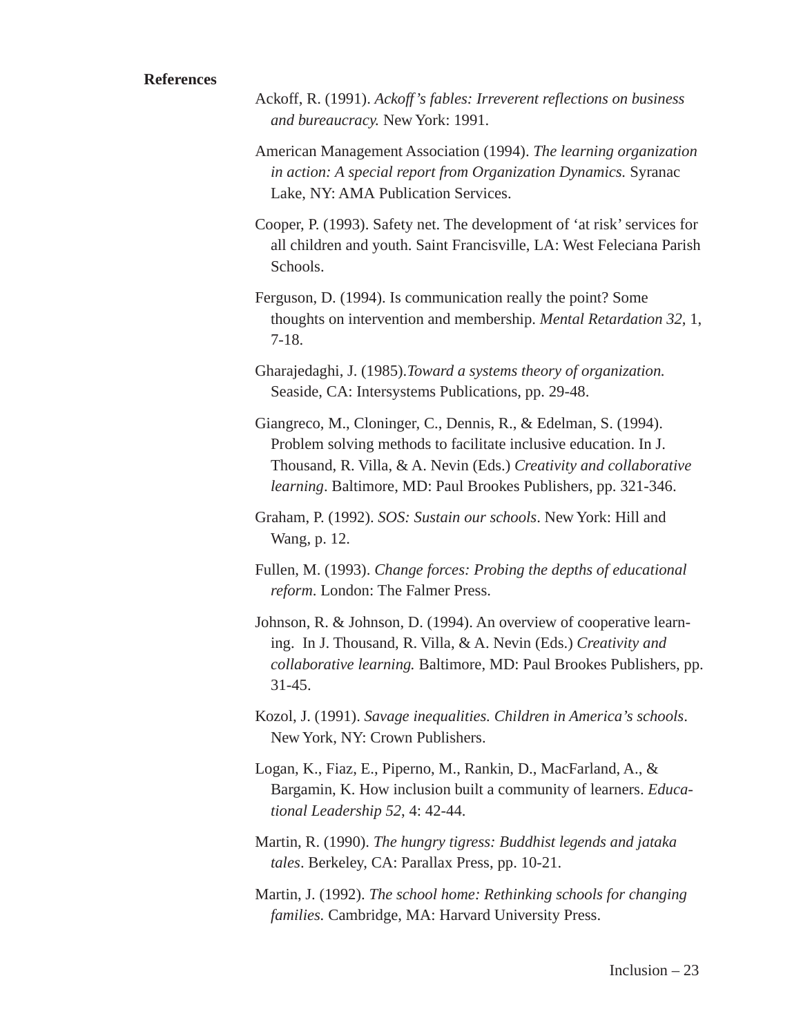**References**

Ackoff, R. (1991). *Ackoff's fables: Irreverent reflections on business and bureaucracy.* New York: 1991.

American Management Association (1994). *The learning organization in action: A special report from Organization Dynamics.* Syranac Lake, NY: AMA Publication Services.

Cooper, P. (1993). Safety net. The development of 'at risk' services for all children and youth. Saint Francisville, LA: West Feleciana Parish Schools.

Ferguson, D. (1994). Is communication really the point? Some thoughts on intervention and membership. *Mental Retardation 32*, 1, 7-18.

Gharajedaghi, J. (1985).*Toward a systems theory of organization.* Seaside, CA: Intersystems Publications, pp. 29-48.

Giangreco, M., Cloninger, C., Dennis, R., & Edelman, S. (1994). Problem solving methods to facilitate inclusive education. In J. Thousand, R. Villa, & A. Nevin (Eds.) *Creativity and collaborative learning*. Baltimore, MD: Paul Brookes Publishers, pp. 321-346.

Graham, P. (1992). *SOS: Sustain our schools*. New York: Hill and Wang, p. 12.

Fullen, M. (1993). *Change forces: Probing the depths of educational reform*. London: The Falmer Press.

Johnson, R. & Johnson, D. (1994). An overview of cooperative learning. In J. Thousand, R. Villa, & A. Nevin (Eds.) *Creativity and collaborative learning.* Baltimore, MD: Paul Brookes Publishers, pp. 31-45.

Kozol, J. (1991). *Savage inequalities. Children in America's schools*. New York, NY: Crown Publishers.

Logan, K., Fiaz, E., Piperno, M., Rankin, D., MacFarland, A., & Bargamin, K. How inclusion built a community of learners. *Educational Leadership 52*, 4: 42-44.

Martin, R. (1990). *The hungry tigress: Buddhist legends and jataka tales*. Berkeley, CA: Parallax Press, pp. 10-21.

Martin, J. (1992). *The school home: Rethinking schools for changing families.* Cambridge, MA: Harvard University Press.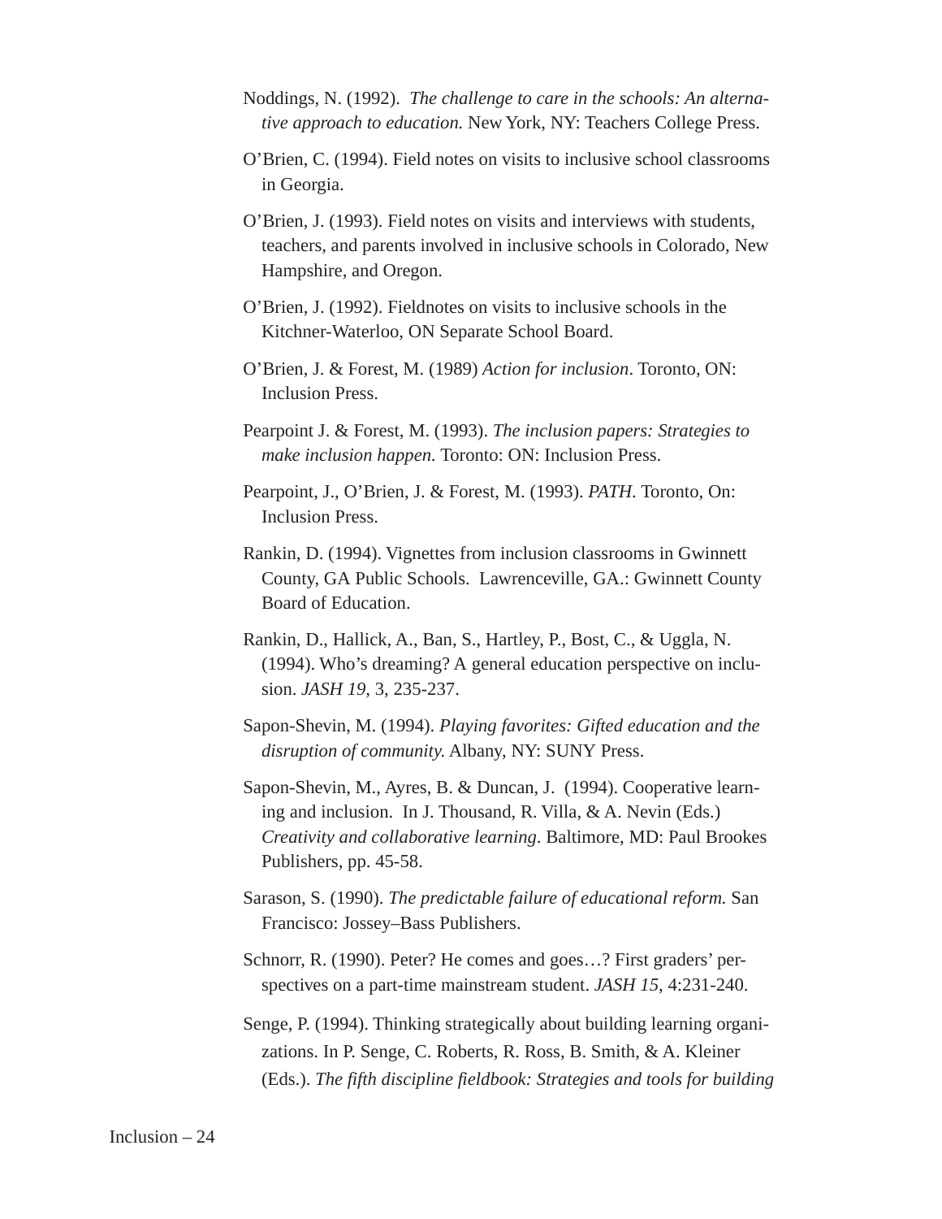Noddings, N. (1992). *The challenge to care in the schools: An alternative approach to education.* New York, NY: Teachers College Press.

O'Brien, C. (1994). Field notes on visits to inclusive school classrooms in Georgia.

O'Brien, J. (1993). Field notes on visits and interviews with students, teachers, and parents involved in inclusive schools in Colorado, New Hampshire, and Oregon.

O'Brien, J. (1992). Fieldnotes on visits to inclusive schools in the Kitchner-Waterloo, ON Separate School Board.

O'Brien, J. & Forest, M. (1989) *Action for inclusion*. Toronto, ON: Inclusion Press.

Pearpoint J. & Forest, M. (1993). *The inclusion papers: Strategies to make inclusion happen.* Toronto: ON: Inclusion Press.

Pearpoint, J., O'Brien, J. & Forest, M. (1993). *PATH*. Toronto, On: Inclusion Press.

Rankin, D. (1994). Vignettes from inclusion classrooms in Gwinnett County, GA Public Schools. Lawrenceville, GA.: Gwinnett County Board of Education.

Rankin, D., Hallick, A., Ban, S., Hartley, P., Bost, C., & Uggla, N. (1994). Who's dreaming? A general education perspective on inclusion. *JASH 19*, 3, 235-237.

Sapon-Shevin, M. (1994). *Playing favorites: Gifted education and the disruption of community.* Albany, NY: SUNY Press.

Sapon-Shevin, M., Ayres, B. & Duncan, J. (1994). Cooperative learning and inclusion. In J. Thousand, R. Villa, & A. Nevin (Eds.) *Creativity and collaborative learning*. Baltimore, MD: Paul Brookes Publishers, pp. 45-58.

Sarason, S. (1990). *The predictable failure of educational reform.* San Francisco: Jossey–Bass Publishers.

Schnorr, R. (1990). Peter? He comes and goes…? First graders' perspectives on a part-time mainstream student. *JASH 15*, 4:231-240.

Senge, P. (1994). Thinking strategically about building learning organizations. In P. Senge, C. Roberts, R. Ross, B. Smith, & A. Kleiner (Eds.). *The fifth discipline fieldbook: Strategies and tools for building*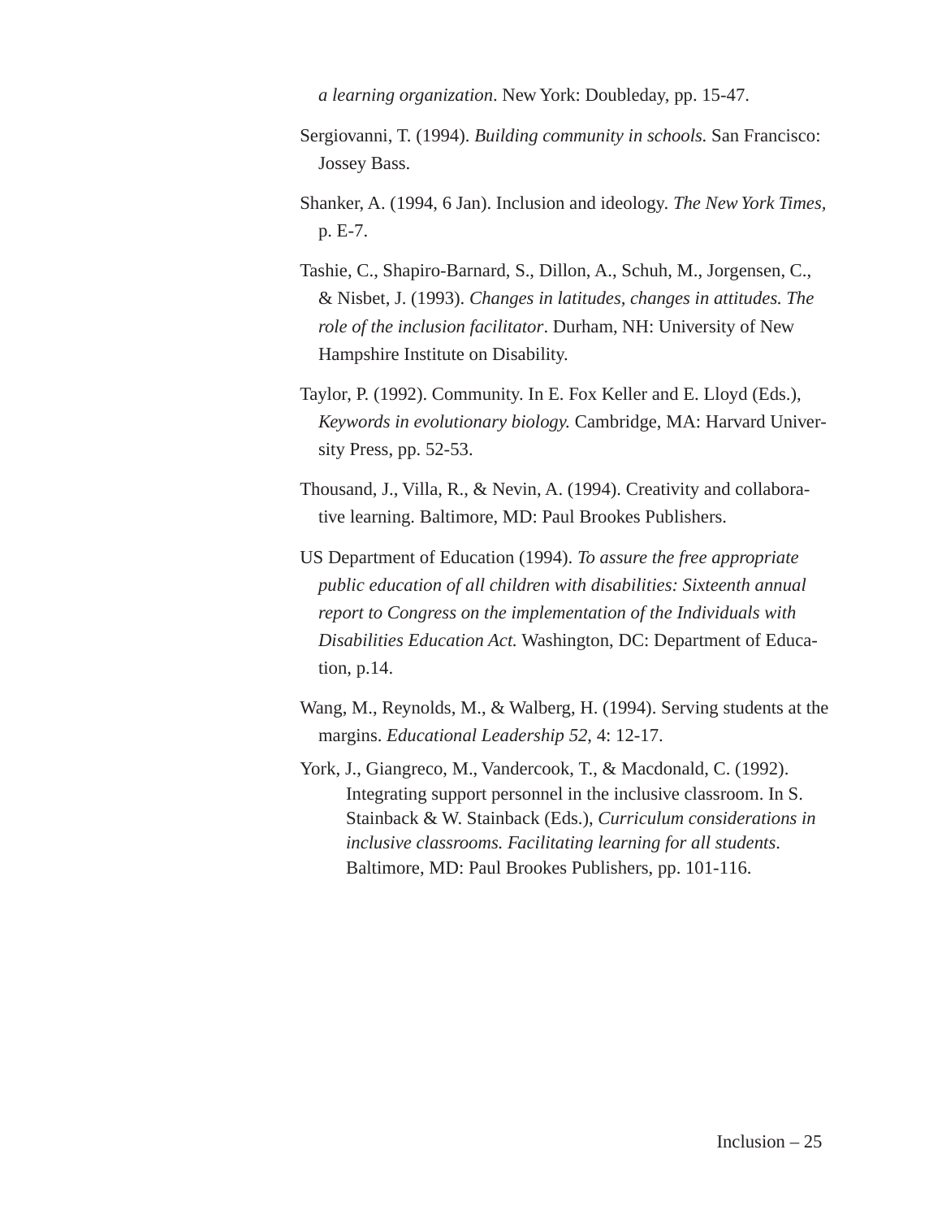*a learning organization*. New York: Doubleday, pp. 15-47.

Sergiovanni, T. (1994). *Building community in schools.* San Francisco: Jossey Bass.

Shanker, A. (1994, 6 Jan). Inclusion and ideology. *The New York Times,* p. E-7.

Tashie, C., Shapiro-Barnard, S., Dillon, A., Schuh, M., Jorgensen, C., & Nisbet, J. (1993). *Changes in latitudes, changes in attitudes. The role of the inclusion facilitator*. Durham, NH: University of New Hampshire Institute on Disability.

Taylor, P. (1992). Community. In E. Fox Keller and E. Lloyd (Eds.), *Keywords in evolutionary biology.* Cambridge, MA: Harvard University Press, pp. 52-53.

Thousand, J., Villa, R., & Nevin, A. (1994). Creativity and collaborative learning. Baltimore, MD: Paul Brookes Publishers.

US Department of Education (1994). *To assure the free appropriate public education of all children with disabilities: Sixteenth annual report to Congress on the implementation of the Individuals with Disabilities Education Act.* Washington, DC: Department of Education, p.14.

Wang, M., Reynolds, M., & Walberg, H. (1994). Serving students at the margins. *Educational Leadership 52*, 4: 12-17.

York, J., Giangreco, M., Vandercook, T., & Macdonald, C. (1992). Integrating support personnel in the inclusive classroom. In S. Stainback & W. Stainback (Eds.), *Curriculum considerations in inclusive classrooms. Facilitating learning for all students*. Baltimore, MD: Paul Brookes Publishers, pp. 101-116.